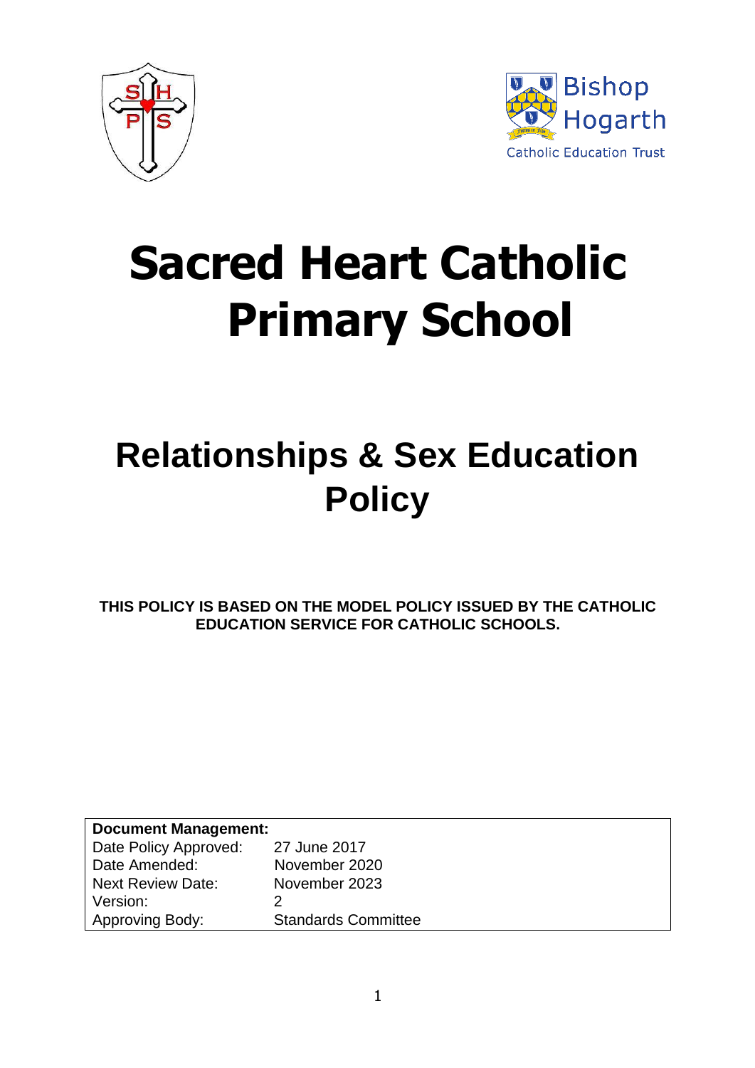# Sacred Heart Catholic Primary School

## Relationships & Sex Education Policy

**THIS POLICY IS BASED ON THE MODEL POLICY ISSUED BY THE CATHOLIC EDUCATION SERVICE FOR CATHOLIC SCHOOLS.**

| **Document Management:** | |
|---|---|
| Date Policy Approved: | 27 June 2017 |
| Date Amended: | November 2020 |
| Next Review Date: | November 2023 |
| Version: | 2 |
| Approving Body: | Standards Committee |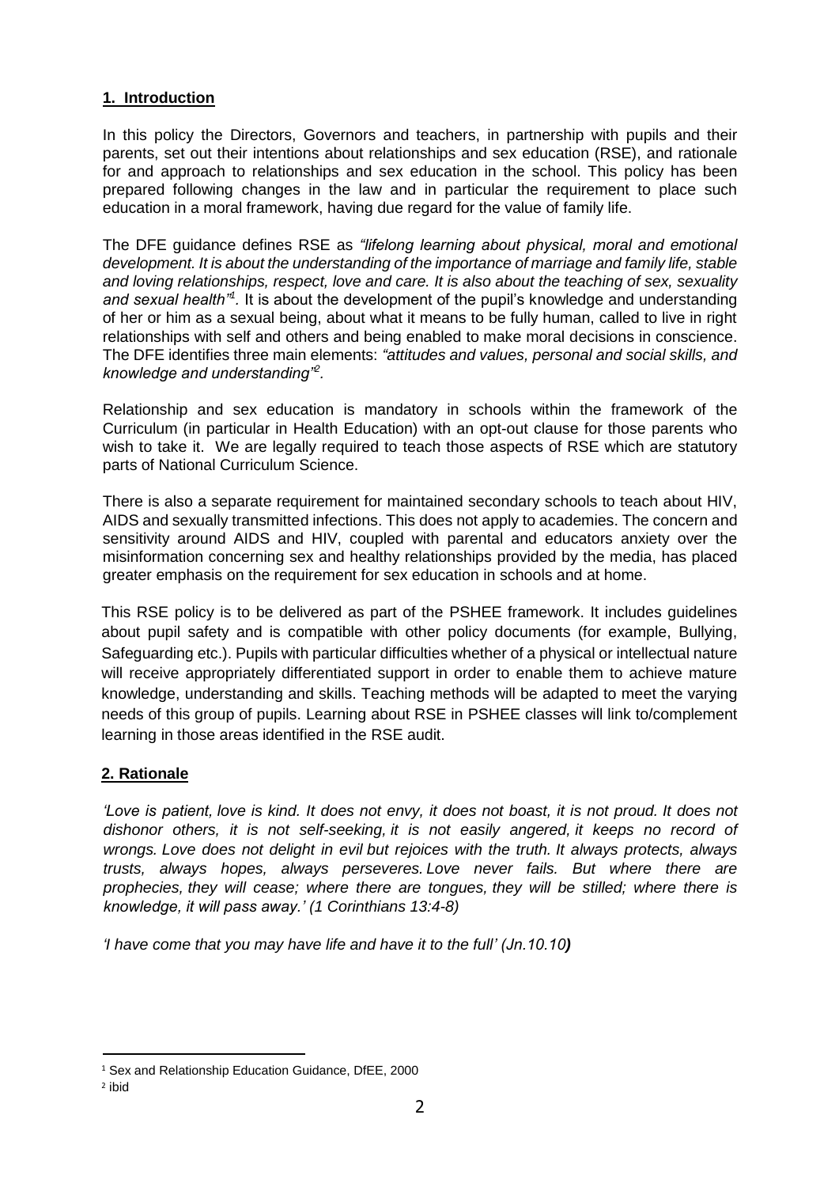## 1. Introduction

In this policy the Directors, Governors and teachers, in partnership with pupils and their parents, set out their intentions about relationships and sex education (RSE), and rationale for and approach to relationships and sex education in the school. This policy has been prepared following changes in the law and in particular the requirement to place such education in a moral framework, having due regard for the value of family life.

The DFE guidance defines RSE as *"lifelong learning about physical, moral and emotional development. It is about the understanding of the importance of marriage and family life, stable and loving relationships, respect, love and care. It is also about the teaching of sex, sexuality and sexual health"*[1]. It is about the development of the pupil's knowledge and understanding of her or him as a sexual being, about what it means to be fully human, called to live in right relationships with self and others and being enabled to make moral decisions in conscience. The DFE identifies three main elements: *"attitudes and values, personal and social skills, and knowledge and understanding"*[2].

Relationship and sex education is mandatory in schools within the framework of the Curriculum (in particular in Health Education) with an opt-out clause for those parents who wish to take it. We are legally required to teach those aspects of RSE which are statutory parts of National Curriculum Science.

There is also a separate requirement for maintained secondary schools to teach about HIV, AIDS and sexually transmitted infections. This does not apply to academies. The concern and sensitivity around AIDS and HIV, coupled with parental and educators anxiety over the misinformation concerning sex and healthy relationships provided by the media, has placed greater emphasis on the requirement for sex education in schools and at home.

This RSE policy is to be delivered as part of the PSHEE framework. It includes guidelines about pupil safety and is compatible with other policy documents (for example, Bullying, Safeguarding etc.). Pupils with particular difficulties whether of a physical or intellectual nature will receive appropriately differentiated support in order to enable them to achieve mature knowledge, understanding and skills. Teaching methods will be adapted to meet the varying needs of this group of pupils. Learning about RSE in PSHEE classes will link to/complement learning in those areas identified in the RSE audit.

## 2. Rationale

*'Love is patient, love is kind. It does not envy, it does not boast, it is not proud. It does not dishonor others, it is not self-seeking, it is not easily angered, it keeps no record of wrongs. Love does not delight in evil but rejoices with the truth. It always protects, always trusts, always hopes, always perseveres. Love never fails. But where there are prophecies, they will cease; where there are tongues, they will be stilled; where there is knowledge, it will pass away.' (1 Corinthians 13:4-8)*

*'I have come that you may have life and have it to the full' (Jn.10.10)*

[1] Sex and Relationship Education Guidance, DfEE, 2000

[2] ibid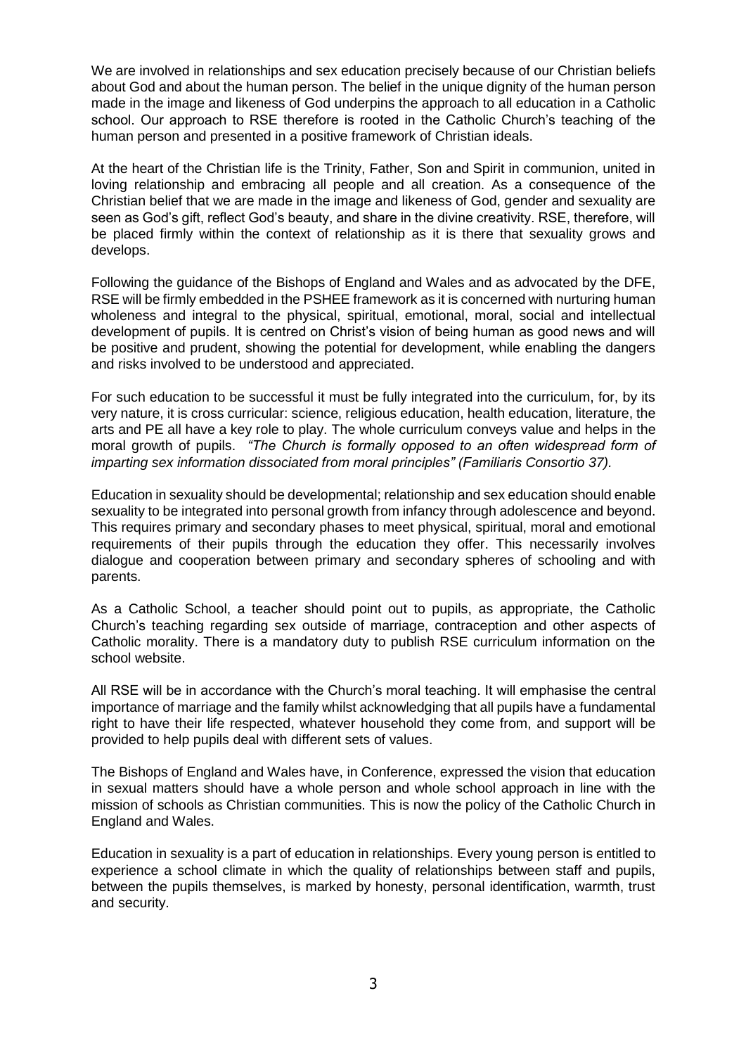We are involved in relationships and sex education precisely because of our Christian beliefs about God and about the human person. The belief in the unique dignity of the human person made in the image and likeness of God underpins the approach to all education in a Catholic school. Our approach to RSE therefore is rooted in the Catholic Church's teaching of the human person and presented in a positive framework of Christian ideals.

At the heart of the Christian life is the Trinity, Father, Son and Spirit in communion, united in loving relationship and embracing all people and all creation. As a consequence of the Christian belief that we are made in the image and likeness of God, gender and sexuality are seen as God's gift, reflect God's beauty, and share in the divine creativity. RSE, therefore, will be placed firmly within the context of relationship as it is there that sexuality grows and develops.

Following the guidance of the Bishops of England and Wales and as advocated by the DFE, RSE will be firmly embedded in the PSHEE framework as it is concerned with nurturing human wholeness and integral to the physical, spiritual, emotional, moral, social and intellectual development of pupils. It is centred on Christ's vision of being human as good news and will be positive and prudent, showing the potential for development, while enabling the dangers and risks involved to be understood and appreciated.

For such education to be successful it must be fully integrated into the curriculum, for, by its very nature, it is cross curricular: science, religious education, health education, literature, the arts and PE all have a key role to play. The whole curriculum conveys value and helps in the moral growth of pupils. *"The Church is formally opposed to an often widespread form of imparting sex information dissociated from moral principles" (Familiaris Consortio 37).*

Education in sexuality should be developmental; relationship and sex education should enable sexuality to be integrated into personal growth from infancy through adolescence and beyond. This requires primary and secondary phases to meet physical, spiritual, moral and emotional requirements of their pupils through the education they offer. This necessarily involves dialogue and cooperation between primary and secondary spheres of schooling and with parents.

As a Catholic School, a teacher should point out to pupils, as appropriate, the Catholic Church's teaching regarding sex outside of marriage, contraception and other aspects of Catholic morality. There is a mandatory duty to publish RSE curriculum information on the school website.

All RSE will be in accordance with the Church's moral teaching. It will emphasise the central importance of marriage and the family whilst acknowledging that all pupils have a fundamental right to have their life respected, whatever household they come from, and support will be provided to help pupils deal with different sets of values.

The Bishops of England and Wales have, in Conference, expressed the vision that education in sexual matters should have a whole person and whole school approach in line with the mission of schools as Christian communities. This is now the policy of the Catholic Church in England and Wales.

Education in sexuality is a part of education in relationships. Every young person is entitled to experience a school climate in which the quality of relationships between staff and pupils, between the pupils themselves, is marked by honesty, personal identification, warmth, trust and security.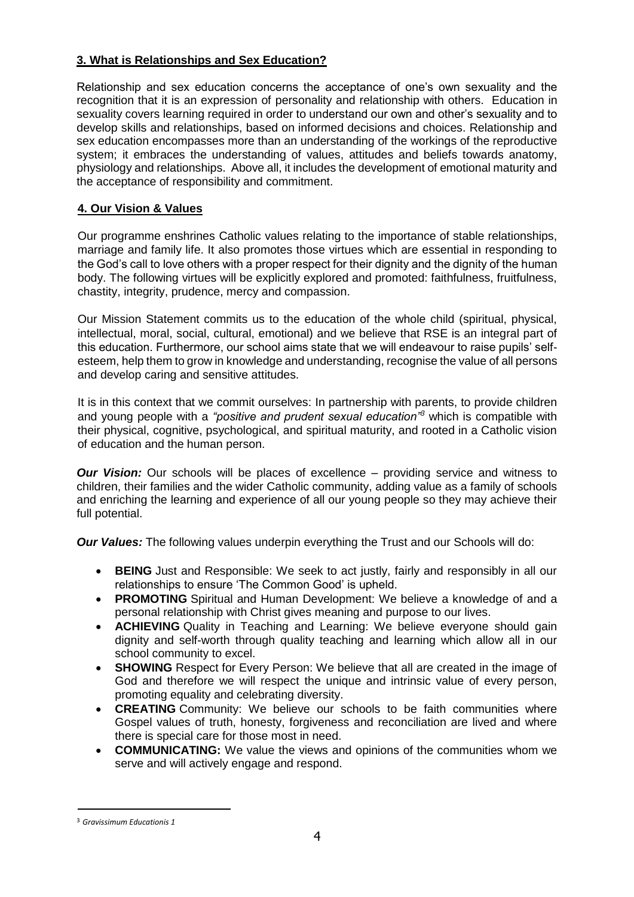## 3. What is Relationships and Sex Education?

Relationship and sex education concerns the acceptance of one's own sexuality and the recognition that it is an expression of personality and relationship with others. Education in sexuality covers learning required in order to understand our own and other's sexuality and to develop skills and relationships, based on informed decisions and choices. Relationship and sex education encompasses more than an understanding of the workings of the reproductive system; it embraces the understanding of values, attitudes and beliefs towards anatomy, physiology and relationships. Above all, it includes the development of emotional maturity and the acceptance of responsibility and commitment.

## 4. Our Vision & Values

Our programme enshrines Catholic values relating to the importance of stable relationships, marriage and family life. It also promotes those virtues which are essential in responding to the God's call to love others with a proper respect for their dignity and the dignity of the human body. The following virtues will be explicitly explored and promoted: faithfulness, fruitfulness, chastity, integrity, prudence, mercy and compassion.

Our Mission Statement commits us to the education of the whole child (spiritual, physical, intellectual, moral, social, cultural, emotional) and we believe that RSE is an integral part of this education. Furthermore, our school aims state that we will endeavour to raise pupils' self-esteem, help them to grow in knowledge and understanding, recognise the value of all persons and develop caring and sensitive attitudes.

It is in this context that we commit ourselves: In partnership with parents, to provide children and young people with a *"positive and prudent sexual education"*[3] which is compatible with their physical, cognitive, psychological, and spiritual maturity, and rooted in a Catholic vision of education and the human person.

***Our Vision:*** Our schools will be places of excellence – providing service and witness to children, their families and the wider Catholic community, adding value as a family of schools and enriching the learning and experience of all our young people so they may achieve their full potential.

***Our Values:*** The following values underpin everything the Trust and our Schools will do:

- **BEING** Just and Responsible: We seek to act justly, fairly and responsibly in all our relationships to ensure 'The Common Good' is upheld.
- **PROMOTING** Spiritual and Human Development: We believe a knowledge of and a personal relationship with Christ gives meaning and purpose to our lives.
- **ACHIEVING** Quality in Teaching and Learning: We believe everyone should gain dignity and self-worth through quality teaching and learning which allow all in our school community to excel.
- **SHOWING** Respect for Every Person: We believe that all are created in the image of God and therefore we will respect the unique and intrinsic value of every person, promoting equality and celebrating diversity.
- **CREATING** Community: We believe our schools to be faith communities where Gospel values of truth, honesty, forgiveness and reconciliation are lived and where there is special care for those most in need.
- **COMMUNICATING:** We value the views and opinions of the communities whom we serve and will actively engage and respond.

---

[3] *Gravissimum Educationis 1*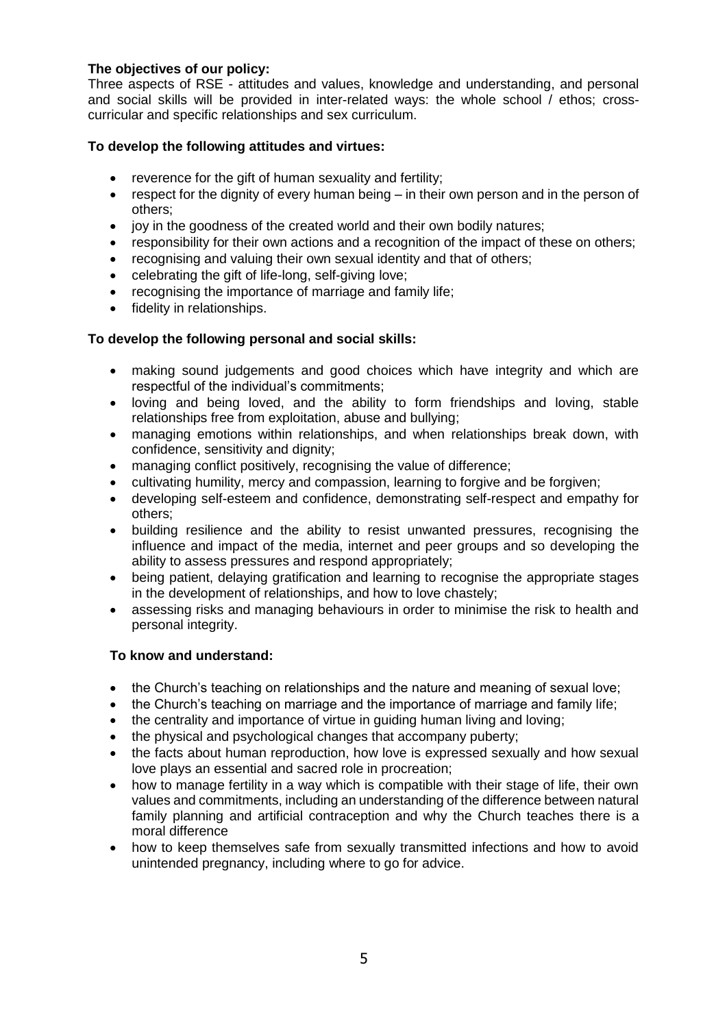**The objectives of our policy:**

Three aspects of RSE - attitudes and values, knowledge and understanding, and personal and social skills will be provided in inter-related ways: the whole school / ethos; cross-curricular and specific relationships and sex curriculum.

**To develop the following attitudes and virtues:**

- reverence for the gift of human sexuality and fertility;
- respect for the dignity of every human being – in their own person and in the person of others;
- joy in the goodness of the created world and their own bodily natures;
- responsibility for their own actions and a recognition of the impact of these on others;
- recognising and valuing their own sexual identity and that of others;
- celebrating the gift of life-long, self-giving love;
- recognising the importance of marriage and family life;
- fidelity in relationships.

**To develop the following personal and social skills:**

- making sound judgements and good choices which have integrity and which are respectful of the individual's commitments;
- loving and being loved, and the ability to form friendships and loving, stable relationships free from exploitation, abuse and bullying;
- managing emotions within relationships, and when relationships break down, with confidence, sensitivity and dignity;
- managing conflict positively, recognising the value of difference;
- cultivating humility, mercy and compassion, learning to forgive and be forgiven;
- developing self-esteem and confidence, demonstrating self-respect and empathy for others;
- building resilience and the ability to resist unwanted pressures, recognising the influence and impact of the media, internet and peer groups and so developing the ability to assess pressures and respond appropriately;
- being patient, delaying gratification and learning to recognise the appropriate stages in the development of relationships, and how to love chastely;
- assessing risks and managing behaviours in order to minimise the risk to health and personal integrity.

**To know and understand:**

- the Church's teaching on relationships and the nature and meaning of sexual love;
- the Church's teaching on marriage and the importance of marriage and family life;
- the centrality and importance of virtue in guiding human living and loving;
- the physical and psychological changes that accompany puberty;
- the facts about human reproduction, how love is expressed sexually and how sexual love plays an essential and sacred role in procreation;
- how to manage fertility in a way which is compatible with their stage of life, their own values and commitments, including an understanding of the difference between natural family planning and artificial contraception and why the Church teaches there is a moral difference
- how to keep themselves safe from sexually transmitted infections and how to avoid unintended pregnancy, including where to go for advice.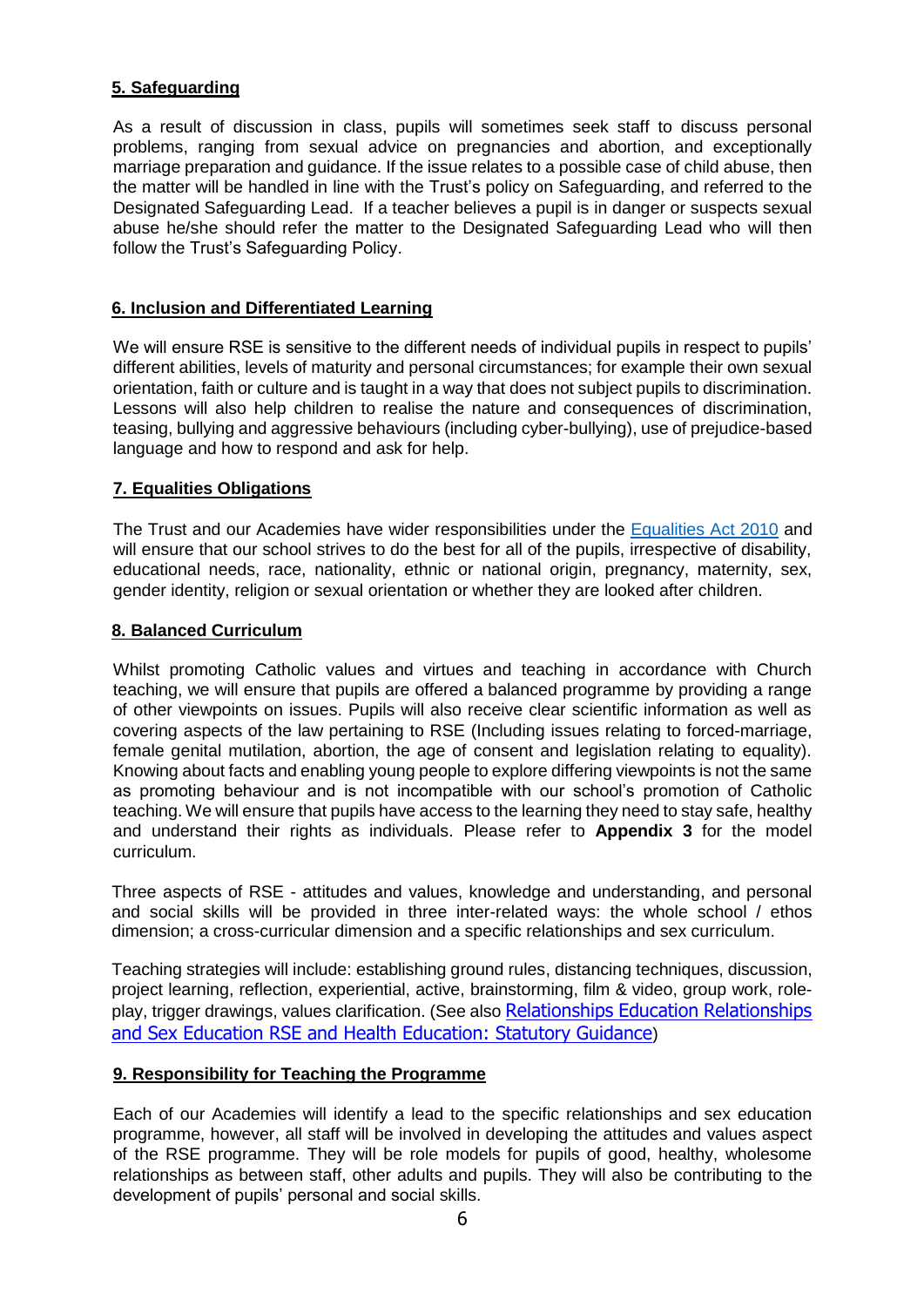## 5. Safeguarding

As a result of discussion in class, pupils will sometimes seek staff to discuss personal problems, ranging from sexual advice on pregnancies and abortion, and exceptionally marriage preparation and guidance. If the issue relates to a possible case of child abuse, then the matter will be handled in line with the Trust's policy on Safeguarding, and referred to the Designated Safeguarding Lead. If a teacher believes a pupil is in danger or suspects sexual abuse he/she should refer the matter to the Designated Safeguarding Lead who will then follow the Trust's Safeguarding Policy.

## 6. Inclusion and Differentiated Learning

We will ensure RSE is sensitive to the different needs of individual pupils in respect to pupils' different abilities, levels of maturity and personal circumstances; for example their own sexual orientation, faith or culture and is taught in a way that does not subject pupils to discrimination. Lessons will also help children to realise the nature and consequences of discrimination, teasing, bullying and aggressive behaviours (including cyber-bullying), use of prejudice-based language and how to respond and ask for help.

## 7. Equalities Obligations

The Trust and our Academies have wider responsibilities under the Equalities Act 2010 and will ensure that our school strives to do the best for all of the pupils, irrespective of disability, educational needs, race, nationality, ethnic or national origin, pregnancy, maternity, sex, gender identity, religion or sexual orientation or whether they are looked after children.

## 8. Balanced Curriculum

Whilst promoting Catholic values and virtues and teaching in accordance with Church teaching, we will ensure that pupils are offered a balanced programme by providing a range of other viewpoints on issues. Pupils will also receive clear scientific information as well as covering aspects of the law pertaining to RSE (Including issues relating to forced-marriage, female genital mutilation, abortion, the age of consent and legislation relating to equality). Knowing about facts and enabling young people to explore differing viewpoints is not the same as promoting behaviour and is not incompatible with our school's promotion of Catholic teaching. We will ensure that pupils have access to the learning they need to stay safe, healthy and understand their rights as individuals. Please refer to **Appendix 3** for the model curriculum.

Three aspects of RSE - attitudes and values, knowledge and understanding, and personal and social skills will be provided in three inter-related ways: the whole school / ethos dimension; a cross-curricular dimension and a specific relationships and sex curriculum.

Teaching strategies will include: establishing ground rules, distancing techniques, discussion, project learning, reflection, experiential, active, brainstorming, film & video, group work, role-play, trigger drawings, values clarification. (See also Relationships Education Relationships and Sex Education RSE and Health Education: Statutory Guidance)

## 9. Responsibility for Teaching the Programme

Each of our Academies will identify a lead to the specific relationships and sex education programme, however, all staff will be involved in developing the attitudes and values aspect of the RSE programme. They will be role models for pupils of good, healthy, wholesome relationships as between staff, other adults and pupils. They will also be contributing to the development of pupils' personal and social skills.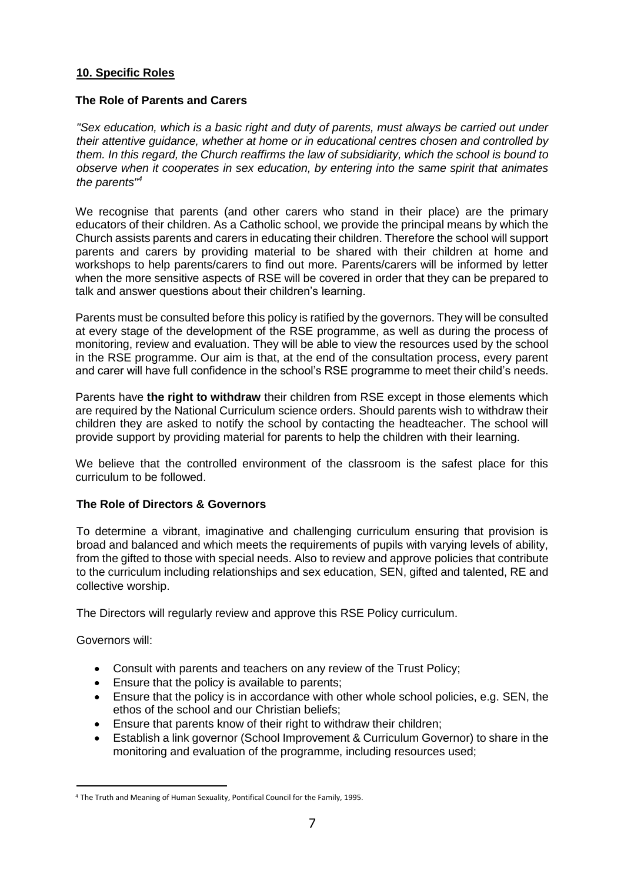## 10. Specific Roles

### The Role of Parents and Carers

*"Sex education, which is a basic right and duty of parents, must always be carried out under their attentive guidance, whether at home or in educational centres chosen and controlled by them. In this regard, the Church reaffirms the law of subsidiarity, which the school is bound to observe when it cooperates in sex education, by entering into the same spirit that animates the parents"*[4]

We recognise that parents (and other carers who stand in their place) are the primary educators of their children. As a Catholic school, we provide the principal means by which the Church assists parents and carers in educating their children. Therefore the school will support parents and carers by providing material to be shared with their children at home and workshops to help parents/carers to find out more. Parents/carers will be informed by letter when the more sensitive aspects of RSE will be covered in order that they can be prepared to talk and answer questions about their children's learning.

Parents must be consulted before this policy is ratified by the governors. They will be consulted at every stage of the development of the RSE programme, as well as during the process of monitoring, review and evaluation. They will be able to view the resources used by the school in the RSE programme. Our aim is that, at the end of the consultation process, every parent and carer will have full confidence in the school's RSE programme to meet their child's needs.

Parents have **the right to withdraw** their children from RSE except in those elements which are required by the National Curriculum science orders. Should parents wish to withdraw their children they are asked to notify the school by contacting the headteacher. The school will provide support by providing material for parents to help the children with their learning.

We believe that the controlled environment of the classroom is the safest place for this curriculum to be followed.

### The Role of Directors & Governors

To determine a vibrant, imaginative and challenging curriculum ensuring that provision is broad and balanced and which meets the requirements of pupils with varying levels of ability, from the gifted to those with special needs. Also to review and approve policies that contribute to the curriculum including relationships and sex education, SEN, gifted and talented, RE and collective worship.

The Directors will regularly review and approve this RSE Policy curriculum.

Governors will:

- Consult with parents and teachers on any review of the Trust Policy;
- Ensure that the policy is available to parents;
- Ensure that the policy is in accordance with other whole school policies, e.g. SEN, the ethos of the school and our Christian beliefs;
- Ensure that parents know of their right to withdraw their children;
- Establish a link governor (School Improvement & Curriculum Governor) to share in the monitoring and evaluation of the programme, including resources used;

---

[4] The Truth and Meaning of Human Sexuality, Pontifical Council for the Family, 1995.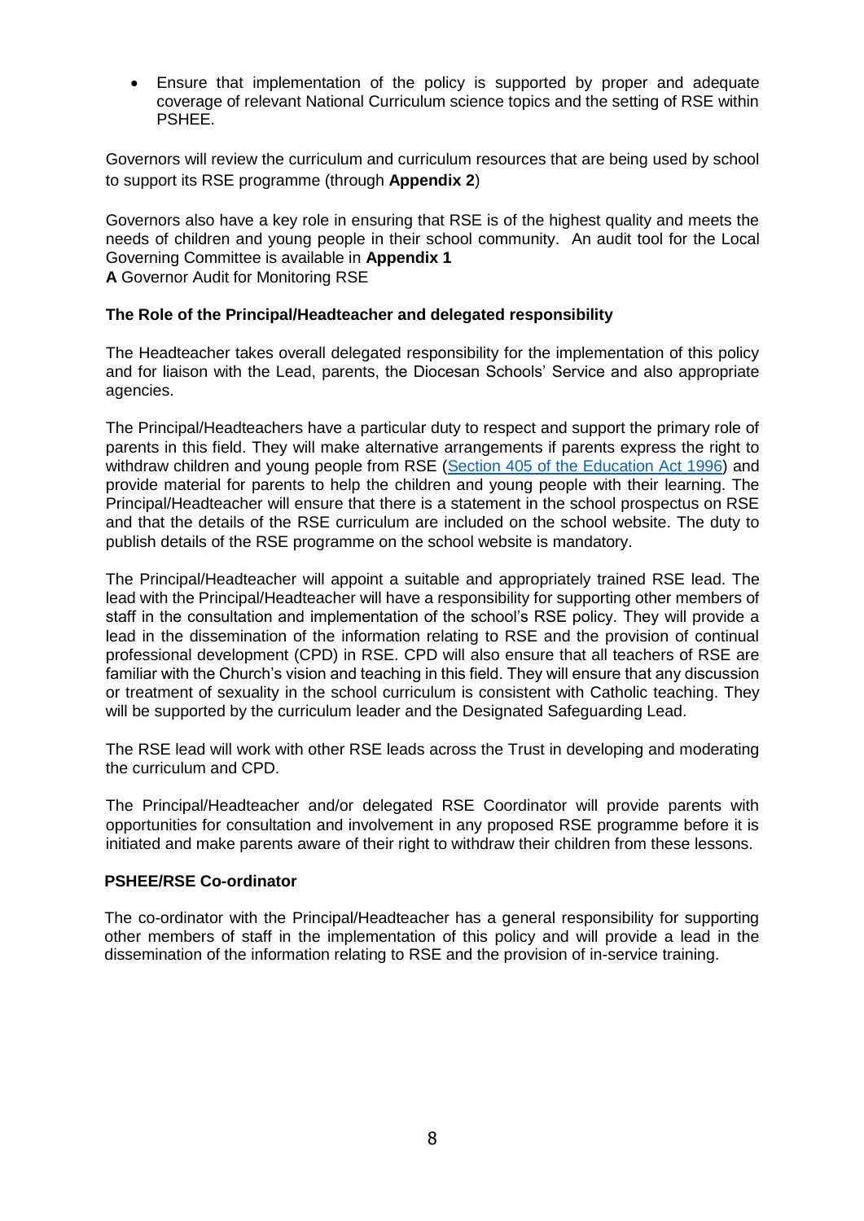- Ensure that implementation of the policy is supported by proper and adequate coverage of relevant National Curriculum science topics and the setting of RSE within PSHEE.

Governors will review the curriculum and curriculum resources that are being used by school to support its RSE programme (through **Appendix 2**)

Governors also have a key role in ensuring that RSE is of the highest quality and meets the needs of children and young people in their school community. An audit tool for the Local Governing Committee is available in **Appendix 1**
**A** Governor Audit for Monitoring RSE

### The Role of the Principal/Headteacher and delegated responsibility

The Headteacher takes overall delegated responsibility for the implementation of this policy and for liaison with the Lead, parents, the Diocesan Schools' Service and also appropriate agencies.

The Principal/Headteachers have a particular duty to respect and support the primary role of parents in this field. They will make alternative arrangements if parents express the right to withdraw children and young people from RSE (Section 405 of the Education Act 1996) and provide material for parents to help the children and young people with their learning. The Principal/Headteacher will ensure that there is a statement in the school prospectus on RSE and that the details of the RSE curriculum are included on the school website. The duty to publish details of the RSE programme on the school website is mandatory.

The Principal/Headteacher will appoint a suitable and appropriately trained RSE lead. The lead with the Principal/Headteacher will have a responsibility for supporting other members of staff in the consultation and implementation of the school's RSE policy. They will provide a lead in the dissemination of the information relating to RSE and the provision of continual professional development (CPD) in RSE. CPD will also ensure that all teachers of RSE are familiar with the Church's vision and teaching in this field. They will ensure that any discussion or treatment of sexuality in the school curriculum is consistent with Catholic teaching. They will be supported by the curriculum leader and the Designated Safeguarding Lead.

The RSE lead will work with other RSE leads across the Trust in developing and moderating the curriculum and CPD.

The Principal/Headteacher and/or delegated RSE Coordinator will provide parents with opportunities for consultation and involvement in any proposed RSE programme before it is initiated and make parents aware of their right to withdraw their children from these lessons.

### PSHEE/RSE Co-ordinator

The co-ordinator with the Principal/Headteacher has a general responsibility for supporting other members of staff in the implementation of this policy and will provide a lead in the dissemination of the information relating to RSE and the provision of in-service training.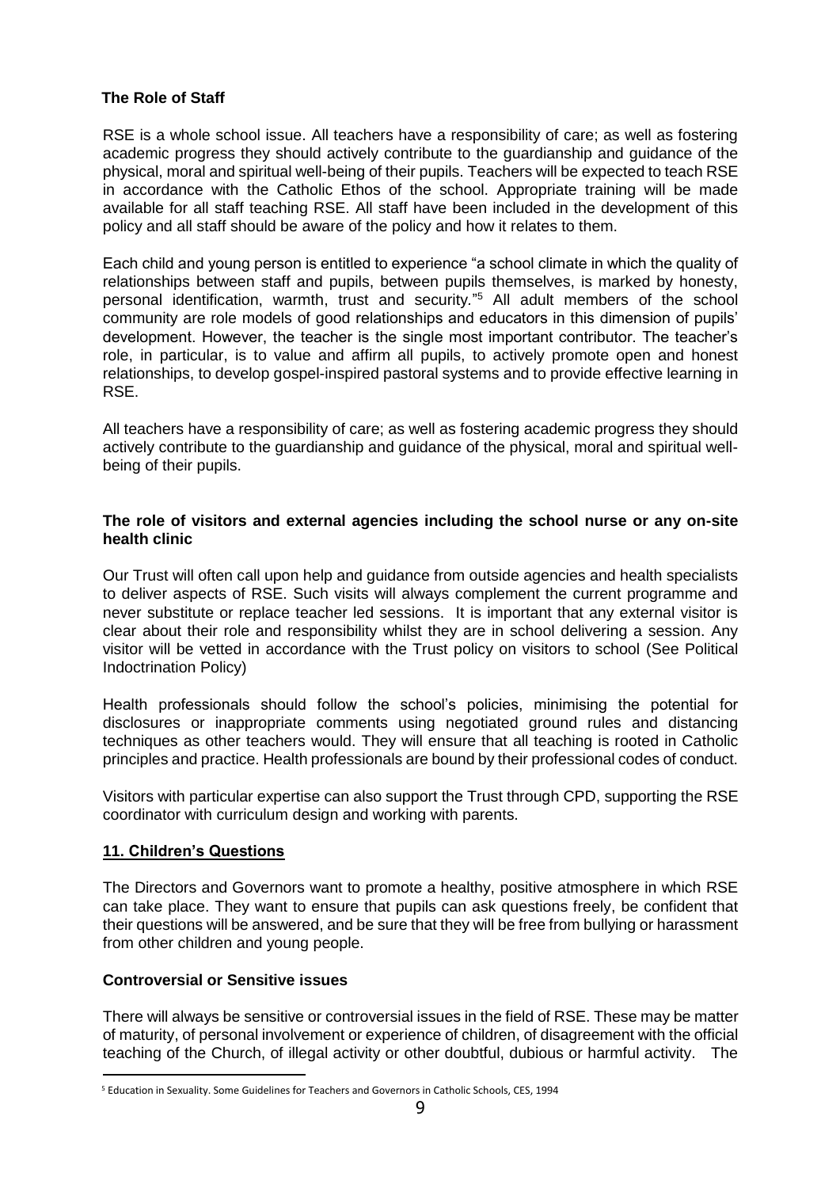### The Role of Staff

RSE is a whole school issue. All teachers have a responsibility of care; as well as fostering academic progress they should actively contribute to the guardianship and guidance of the physical, moral and spiritual well-being of their pupils. Teachers will be expected to teach RSE in accordance with the Catholic Ethos of the school. Appropriate training will be made available for all staff teaching RSE. All staff have been included in the development of this policy and all staff should be aware of the policy and how it relates to them.

Each child and young person is entitled to experience "a school climate in which the quality of relationships between staff and pupils, between pupils themselves, is marked by honesty, personal identification, warmth, trust and security."[5] All adult members of the school community are role models of good relationships and educators in this dimension of pupils' development. However, the teacher is the single most important contributor. The teacher's role, in particular, is to value and affirm all pupils, to actively promote open and honest relationships, to develop gospel-inspired pastoral systems and to provide effective learning in RSE.

All teachers have a responsibility of care; as well as fostering academic progress they should actively contribute to the guardianship and guidance of the physical, moral and spiritual well-being of their pupils.

### The role of visitors and external agencies including the school nurse or any on-site health clinic

Our Trust will often call upon help and guidance from outside agencies and health specialists to deliver aspects of RSE. Such visits will always complement the current programme and never substitute or replace teacher led sessions. It is important that any external visitor is clear about their role and responsibility whilst they are in school delivering a session. Any visitor will be vetted in accordance with the Trust policy on visitors to school (See Political Indoctrination Policy)

Health professionals should follow the school's policies, minimising the potential for disclosures or inappropriate comments using negotiated ground rules and distancing techniques as other teachers would. They will ensure that all teaching is rooted in Catholic principles and practice. Health professionals are bound by their professional codes of conduct.

Visitors with particular expertise can also support the Trust through CPD, supporting the RSE coordinator with curriculum design and working with parents.

## 11. Children's Questions

The Directors and Governors want to promote a healthy, positive atmosphere in which RSE can take place. They want to ensure that pupils can ask questions freely, be confident that their questions will be answered, and be sure that they will be free from bullying or harassment from other children and young people.

### Controversial or Sensitive issues

There will always be sensitive or controversial issues in the field of RSE. These may be matter of maturity, of personal involvement or experience of children, of disagreement with the official teaching of the Church, of illegal activity or other doubtful, dubious or harmful activity. The

[5] Education in Sexuality. Some Guidelines for Teachers and Governors in Catholic Schools, CES, 1994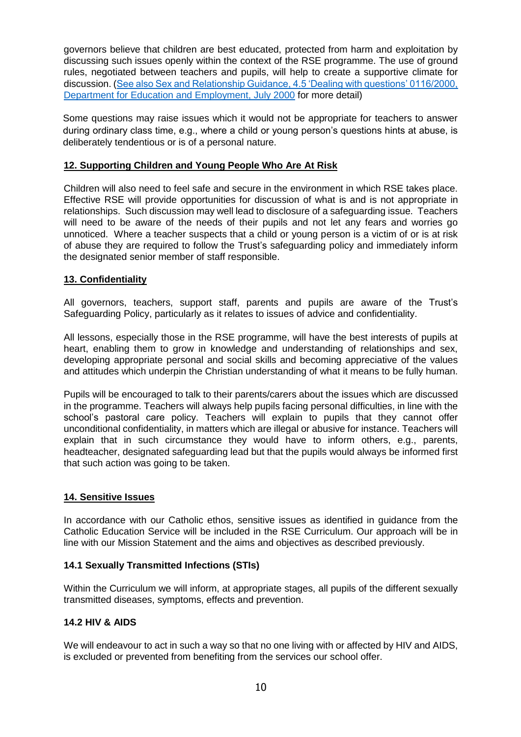governors believe that children are best educated, protected from harm and exploitation by discussing such issues openly within the context of the RSE programme. The use of ground rules, negotiated between teachers and pupils, will help to create a supportive climate for discussion. (See also Sex and Relationship Guidance, 4.5 'Dealing with questions' 0116/2000, Department for Education and Employment, July 2000 for more detail)

Some questions may raise issues which it would not be appropriate for teachers to answer during ordinary class time, e.g., where a child or young person's questions hints at abuse, is deliberately tendentious or is of a personal nature.

## 12. Supporting Children and Young People Who Are At Risk

Children will also need to feel safe and secure in the environment in which RSE takes place. Effective RSE will provide opportunities for discussion of what is and is not appropriate in relationships. Such discussion may well lead to disclosure of a safeguarding issue. Teachers will need to be aware of the needs of their pupils and not let any fears and worries go unnoticed. Where a teacher suspects that a child or young person is a victim of or is at risk of abuse they are required to follow the Trust's safeguarding policy and immediately inform the designated senior member of staff responsible.

## 13. Confidentiality

All governors, teachers, support staff, parents and pupils are aware of the Trust's Safeguarding Policy, particularly as it relates to issues of advice and confidentiality.

All lessons, especially those in the RSE programme, will have the best interests of pupils at heart, enabling them to grow in knowledge and understanding of relationships and sex, developing appropriate personal and social skills and becoming appreciative of the values and attitudes which underpin the Christian understanding of what it means to be fully human.

Pupils will be encouraged to talk to their parents/carers about the issues which are discussed in the programme. Teachers will always help pupils facing personal difficulties, in line with the school's pastoral care policy. Teachers will explain to pupils that they cannot offer unconditional confidentiality, in matters which are illegal or abusive for instance. Teachers will explain that in such circumstance they would have to inform others, e.g., parents, headteacher, designated safeguarding lead but that the pupils would always be informed first that such action was going to be taken.

## 14. Sensitive Issues

In accordance with our Catholic ethos, sensitive issues as identified in guidance from the Catholic Education Service will be included in the RSE Curriculum. Our approach will be in line with our Mission Statement and the aims and objectives as described previously.

### 14.1 Sexually Transmitted Infections (STIs)

Within the Curriculum we will inform, at appropriate stages, all pupils of the different sexually transmitted diseases, symptoms, effects and prevention.

### 14.2 HIV & AIDS

We will endeavour to act in such a way so that no one living with or affected by HIV and AIDS, is excluded or prevented from benefiting from the services our school offer.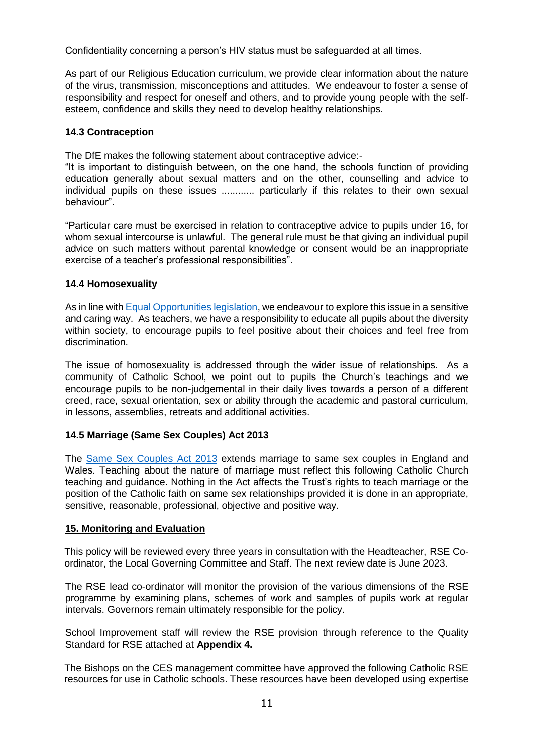Confidentiality concerning a person's HIV status must be safeguarded at all times.

As part of our Religious Education curriculum, we provide clear information about the nature of the virus, transmission, misconceptions and attitudes. We endeavour to foster a sense of responsibility and respect for oneself and others, and to provide young people with the self-esteem, confidence and skills they need to develop healthy relationships.

### 14.3 Contraception

The DfE makes the following statement about contraceptive advice:-
"It is important to distinguish between, on the one hand, the schools function of providing education generally about sexual matters and on the other, counselling and advice to individual pupils on these issues ............ particularly if this relates to their own sexual behaviour".

"Particular care must be exercised in relation to contraceptive advice to pupils under 16, for whom sexual intercourse is unlawful. The general rule must be that giving an individual pupil advice on such matters without parental knowledge or consent would be an inappropriate exercise of a teacher's professional responsibilities".

### 14.4 Homosexuality

As in line with [Equal Opportunities legislation](), we endeavour to explore this issue in a sensitive and caring way. As teachers, we have a responsibility to educate all pupils about the diversity within society, to encourage pupils to feel positive about their choices and feel free from discrimination.

The issue of homosexuality is addressed through the wider issue of relationships. As a community of Catholic School, we point out to pupils the Church's teachings and we encourage pupils to be non-judgemental in their daily lives towards a person of a different creed, race, sexual orientation, sex or ability through the academic and pastoral curriculum, in lessons, assemblies, retreats and additional activities.

### 14.5 Marriage (Same Sex Couples) Act 2013

The [Same Sex Couples Act 2013]() extends marriage to same sex couples in England and Wales. Teaching about the nature of marriage must reflect this following Catholic Church teaching and guidance. Nothing in the Act affects the Trust's rights to teach marriage or the position of the Catholic faith on same sex relationships provided it is done in an appropriate, sensitive, reasonable, professional, objective and positive way.

## 15. Monitoring and Evaluation

This policy will be reviewed every three years in consultation with the Headteacher, RSE Co-ordinator, the Local Governing Committee and Staff. The next review date is June 2023.

The RSE lead co-ordinator will monitor the provision of the various dimensions of the RSE programme by examining plans, schemes of work and samples of pupils work at regular intervals. Governors remain ultimately responsible for the policy.

School Improvement staff will review the RSE provision through reference to the Quality Standard for RSE attached at **Appendix 4.**

The Bishops on the CES management committee have approved the following Catholic RSE resources for use in Catholic schools. These resources have been developed using expertise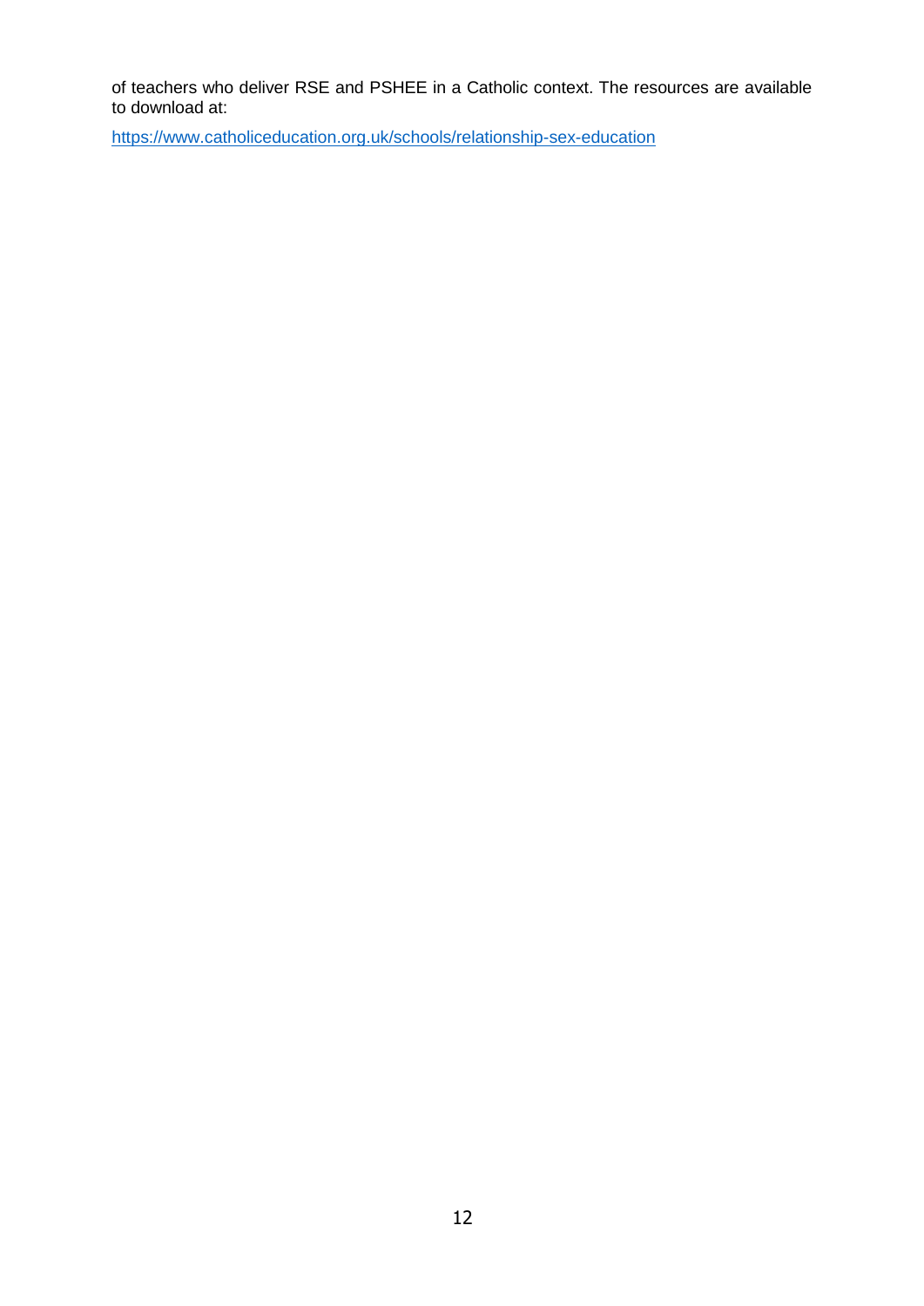of teachers who deliver RSE and PSHEE in a Catholic context. The resources are available to download at:

https://www.catholiceducation.org.uk/schools/relationship-sex-education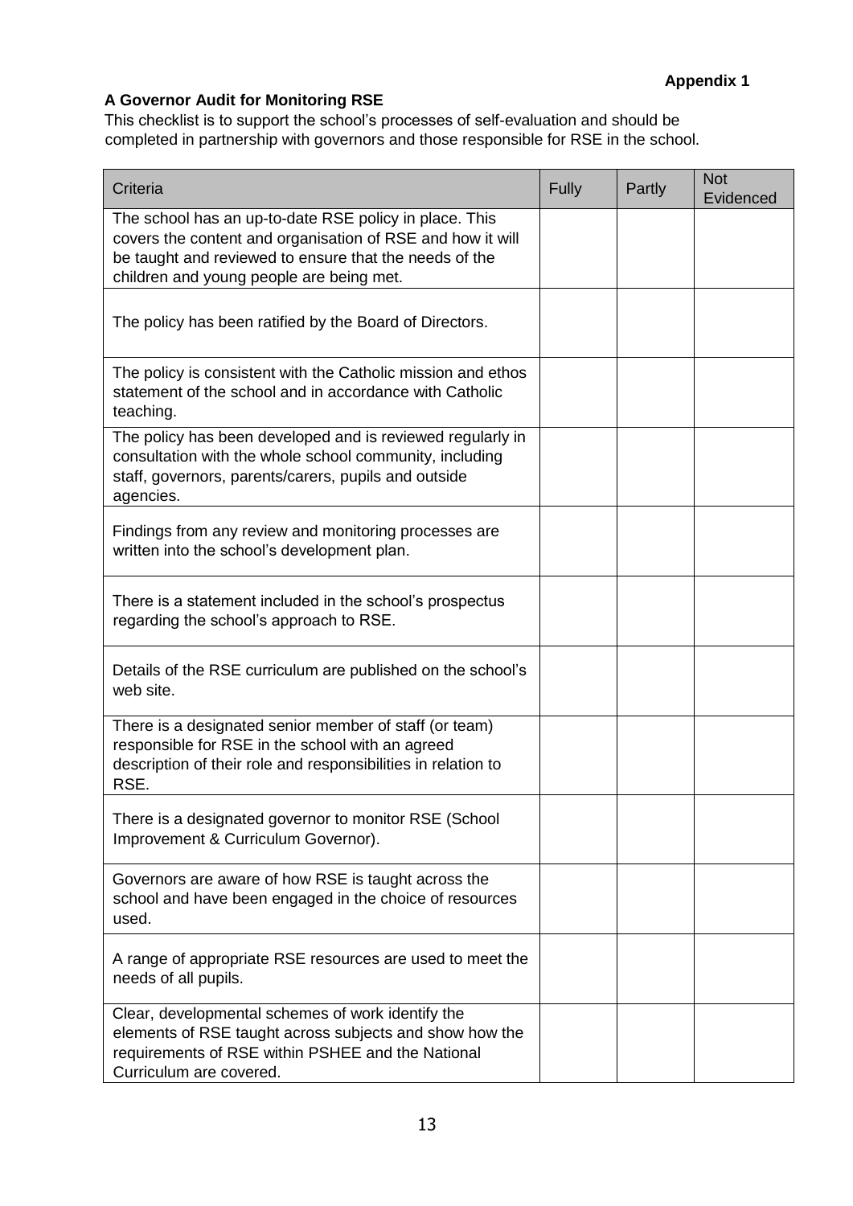**Appendix 1**

**A Governor Audit for Monitoring RSE**

This checklist is to support the school's processes of self-evaluation and should be completed in partnership with governors and those responsible for RSE in the school.

| Criteria | Fully | Partly | Not Evidenced |
|---|---|---|---|
| The school has an up-to-date RSE policy in place. This covers the content and organisation of RSE and how it will be taught and reviewed to ensure that the needs of the children and young people are being met. | | | |
| The policy has been ratified by the Board of Directors. | | | |
| The policy is consistent with the Catholic mission and ethos statement of the school and in accordance with Catholic teaching. | | | |
| The policy has been developed and is reviewed regularly in consultation with the whole school community, including staff, governors, parents/carers, pupils and outside agencies. | | | |
| Findings from any review and monitoring processes are written into the school's development plan. | | | |
| There is a statement included in the school's prospectus regarding the school's approach to RSE. | | | |
| Details of the RSE curriculum are published on the school's web site. | | | |
| There is a designated senior member of staff (or team) responsible for RSE in the school with an agreed description of their role and responsibilities in relation to RSE. | | | |
| There is a designated governor to monitor RSE (School Improvement & Curriculum Governor). | | | |
| Governors are aware of how RSE is taught across the school and have been engaged in the choice of resources used. | | | |
| A range of appropriate RSE resources are used to meet the needs of all pupils. | | | |
| Clear, developmental schemes of work identify the elements of RSE taught across subjects and show how the requirements of RSE within PSHEE and the National Curriculum are covered. | | | |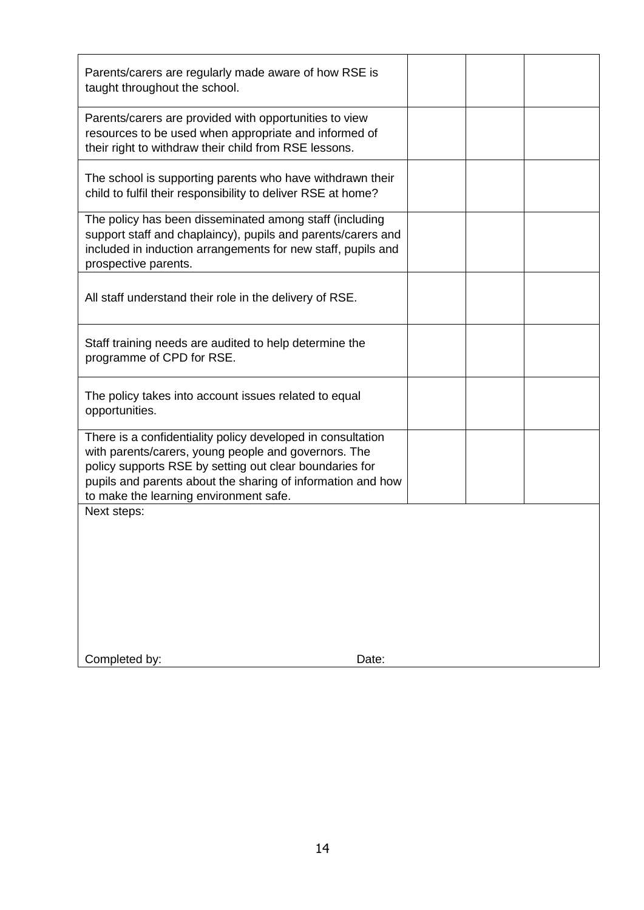| | | | |
|---|---|---|---|
| Parents/carers are regularly made aware of how RSE is taught throughout the school. | | | |
| Parents/carers are provided with opportunities to view resources to be used when appropriate and informed of their right to withdraw their child from RSE lessons. | | | |
| The school is supporting parents who have withdrawn their child to fulfil their responsibility to deliver RSE at home? | | | |
| The policy has been disseminated among staff (including support staff and chaplaincy), pupils and parents/carers and included in induction arrangements for new staff, pupils and prospective parents. | | | |
| All staff understand their role in the delivery of RSE. | | | |
| Staff training needs are audited to help determine the programme of CPD for RSE. | | | |
| The policy takes into account issues related to equal opportunities. | | | |
| There is a confidentiality policy developed in consultation with parents/carers, young people and governors. The policy supports RSE by setting out clear boundaries for pupils and parents about the sharing of information and how to make the learning environment safe. | | | |
| Next steps:<br><br><br><br><br>Completed by: Date: | | | |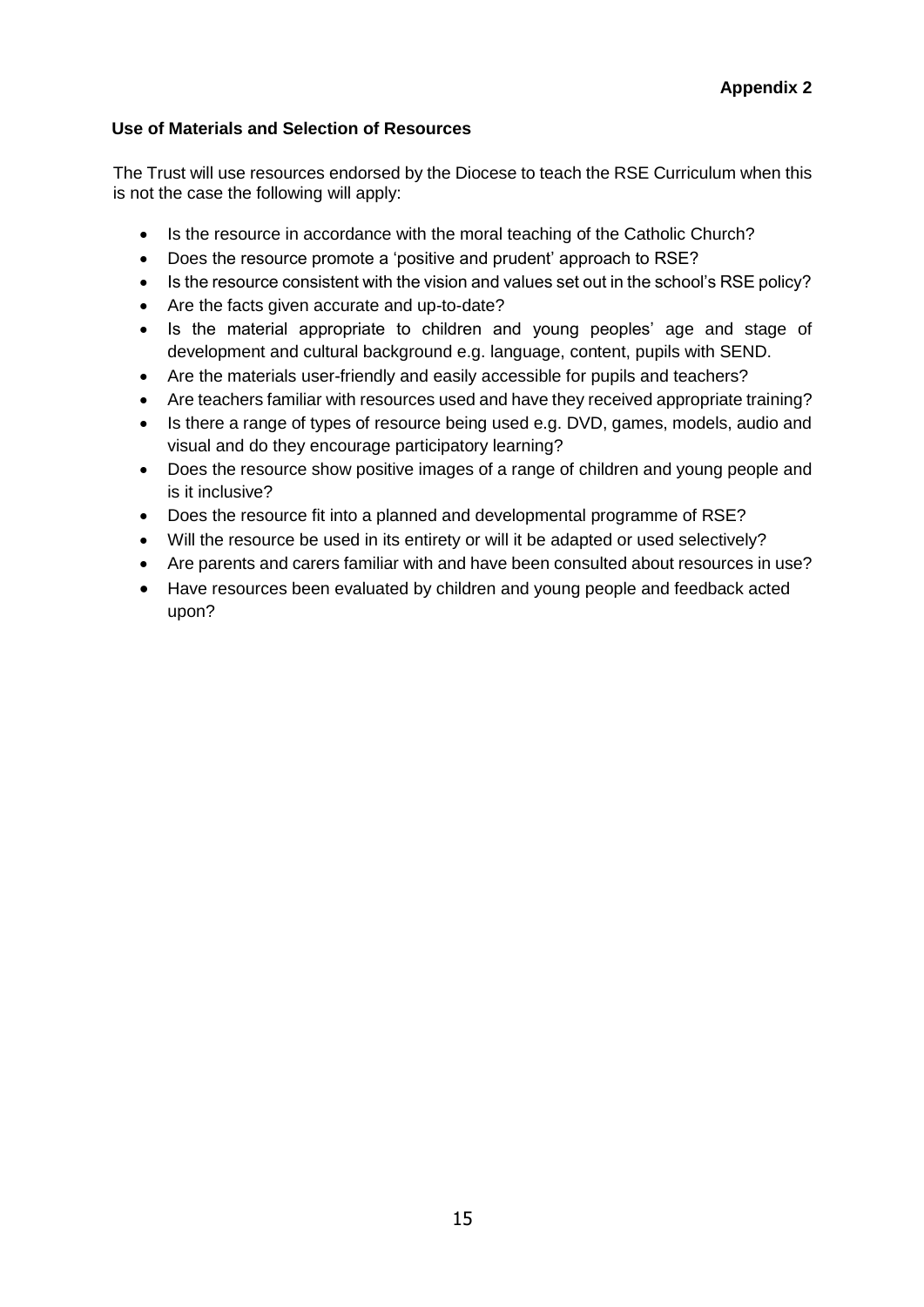**Appendix 2**

## Use of Materials and Selection of Resources

The Trust will use resources endorsed by the Diocese to teach the RSE Curriculum when this is not the case the following will apply:

- Is the resource in accordance with the moral teaching of the Catholic Church?
- Does the resource promote a 'positive and prudent' approach to RSE?
- Is the resource consistent with the vision and values set out in the school's RSE policy?
- Are the facts given accurate and up-to-date?
- Is the material appropriate to children and young peoples' age and stage of development and cultural background e.g. language, content, pupils with SEND.
- Are the materials user-friendly and easily accessible for pupils and teachers?
- Are teachers familiar with resources used and have they received appropriate training?
- Is there a range of types of resource being used e.g. DVD, games, models, audio and visual and do they encourage participatory learning?
- Does the resource show positive images of a range of children and young people and is it inclusive?
- Does the resource fit into a planned and developmental programme of RSE?
- Will the resource be used in its entirety or will it be adapted or used selectively?
- Are parents and carers familiar with and have been consulted about resources in use?
- Have resources been evaluated by children and young people and feedback acted upon?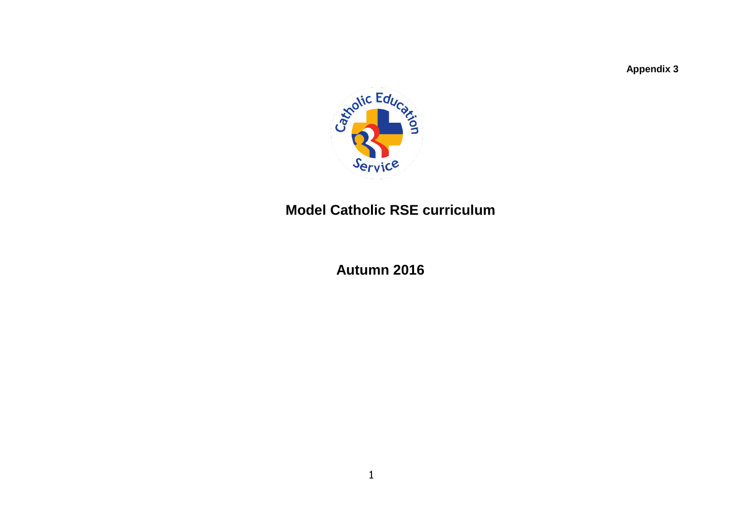**Appendix 3**

Catholic Education Service

# Model Catholic RSE curriculum

## Autumn 2016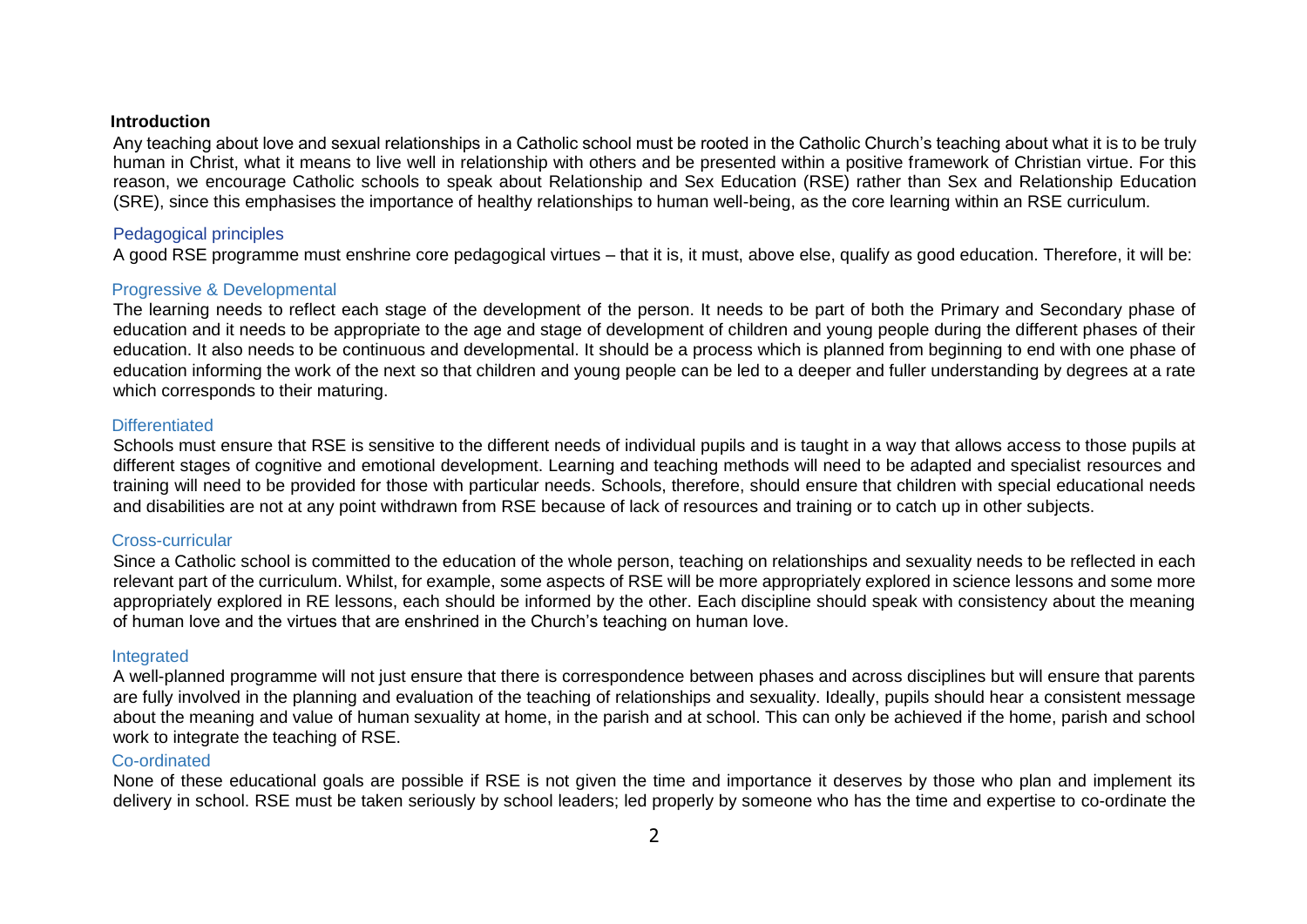## Introduction

Any teaching about love and sexual relationships in a Catholic school must be rooted in the Catholic Church's teaching about what it is to be truly human in Christ, what it means to live well in relationship with others and be presented within a positive framework of Christian virtue. For this reason, we encourage Catholic schools to speak about Relationship and Sex Education (RSE) rather than Sex and Relationship Education (SRE), since this emphasises the importance of healthy relationships to human well-being, as the core learning within an RSE curriculum.

### Pedagogical principles

A good RSE programme must enshrine core pedagogical virtues – that it is, it must, above else, qualify as good education. Therefore, it will be:

#### Progressive & Developmental

The learning needs to reflect each stage of the development of the person. It needs to be part of both the Primary and Secondary phase of education and it needs to be appropriate to the age and stage of development of children and young people during the different phases of their education. It also needs to be continuous and developmental. It should be a process which is planned from beginning to end with one phase of education informing the work of the next so that children and young people can be led to a deeper and fuller understanding by degrees at a rate which corresponds to their maturing.

#### Differentiated

Schools must ensure that RSE is sensitive to the different needs of individual pupils and is taught in a way that allows access to those pupils at different stages of cognitive and emotional development. Learning and teaching methods will need to be adapted and specialist resources and training will need to be provided for those with particular needs. Schools, therefore, should ensure that children with special educational needs and disabilities are not at any point withdrawn from RSE because of lack of resources and training or to catch up in other subjects.

#### Cross-curricular

Since a Catholic school is committed to the education of the whole person, teaching on relationships and sexuality needs to be reflected in each relevant part of the curriculum. Whilst, for example, some aspects of RSE will be more appropriately explored in science lessons and some more appropriately explored in RE lessons, each should be informed by the other. Each discipline should speak with consistency about the meaning of human love and the virtues that are enshrined in the Church's teaching on human love.

#### Integrated

A well-planned programme will not just ensure that there is correspondence between phases and across disciplines but will ensure that parents are fully involved in the planning and evaluation of the teaching of relationships and sexuality. Ideally, pupils should hear a consistent message about the meaning and value of human sexuality at home, in the parish and at school. This can only be achieved if the home, parish and school work to integrate the teaching of RSE.

#### Co-ordinated

None of these educational goals are possible if RSE is not given the time and importance it deserves by those who plan and implement its delivery in school. RSE must be taken seriously by school leaders; led properly by someone who has the time and expertise to co-ordinate the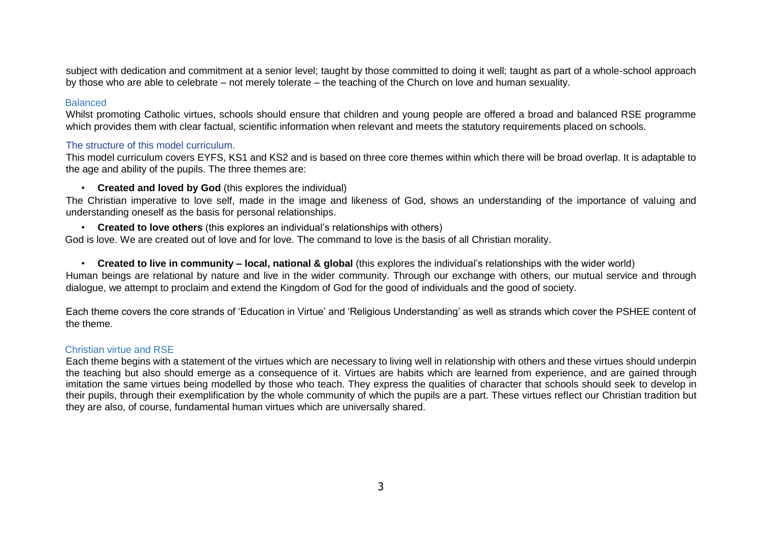subject with dedication and commitment at a senior level; taught by those committed to doing it well; taught as part of a whole-school approach by those who are able to celebrate – not merely tolerate – the teaching of the Church on love and human sexuality.

### Balanced

Whilst promoting Catholic virtues, schools should ensure that children and young people are offered a broad and balanced RSE programme which provides them with clear factual, scientific information when relevant and meets the statutory requirements placed on schools.

### The structure of this model curriculum.

This model curriculum covers EYFS, KS1 and KS2 and is based on three core themes within which there will be broad overlap. It is adaptable to the age and ability of the pupils. The three themes are:

- **Created and loved by God** (this explores the individual)

The Christian imperative to love self, made in the image and likeness of God, shows an understanding of the importance of valuing and understanding oneself as the basis for personal relationships.

- **Created to love others** (this explores an individual's relationships with others)

God is love. We are created out of love and for love. The command to love is the basis of all Christian morality.

- **Created to live in community – local, national & global** (this explores the individual's relationships with the wider world)

Human beings are relational by nature and live in the wider community. Through our exchange with others, our mutual service and through dialogue, we attempt to proclaim and extend the Kingdom of God for the good of individuals and the good of society.

Each theme covers the core strands of 'Education in Virtue' and 'Religious Understanding' as well as strands which cover the PSHEE content of the theme.

### Christian virtue and RSE

Each theme begins with a statement of the virtues which are necessary to living well in relationship with others and these virtues should underpin the teaching but also should emerge as a consequence of it. Virtues are habits which are learned from experience, and are gained through imitation the same virtues being modelled by those who teach. They express the qualities of character that schools should seek to develop in their pupils, through their exemplification by the whole community of which the pupils are a part. These virtues reflect our Christian tradition but they are also, of course, fundamental human virtues which are universally shared.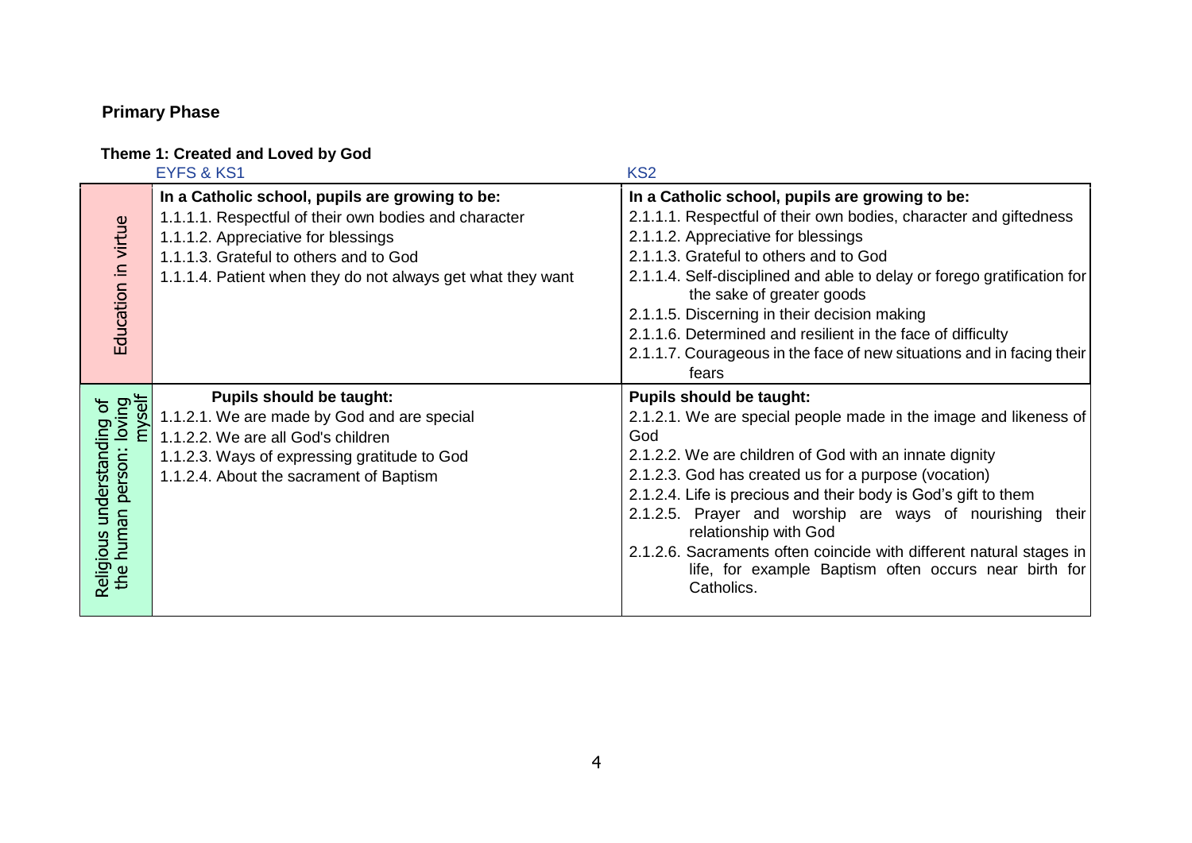**Primary Phase**

**Theme 1: Created and Loved by God**

| | EYFS & KS1 | KS2 |
|---|---|---|
| Education in virtue | **In a Catholic school, pupils are growing to be:**<br>1.1.1.1. Respectful of their own bodies and character<br>1.1.1.2. Appreciative for blessings<br>1.1.1.3. Grateful to others and to God<br>1.1.1.4. Patient when they do not always get what they want | **In a Catholic school, pupils are growing to be:**<br>2.1.1.1. Respectful of their own bodies, character and giftedness<br>2.1.1.2. Appreciative for blessings<br>2.1.1.3. Grateful to others and to God<br>2.1.1.4. Self-disciplined and able to delay or forego gratification for the sake of greater goods<br>2.1.1.5. Discerning in their decision making<br>2.1.1.6. Determined and resilient in the face of difficulty<br>2.1.1.7. Courageous in the face of new situations and in facing their fears |
| Religious understanding of the human person: loving myself | **Pupils should be taught:**<br>1.1.2.1. We are made by God and are special<br>1.1.2.2. We are all God's children<br>1.1.2.3. Ways of expressing gratitude to God<br>1.1.2.4. About the sacrament of Baptism | **Pupils should be taught:**<br>2.1.2.1. We are special people made in the image and likeness of God<br>2.1.2.2. We are children of God with an innate dignity<br>2.1.2.3. God has created us for a purpose (vocation)<br>2.1.2.4. Life is precious and their body is God's gift to them<br>2.1.2.5. Prayer and worship are ways of nourishing their relationship with God<br>2.1.2.6. Sacraments often coincide with different natural stages in life, for example Baptism often occurs near birth for Catholics. |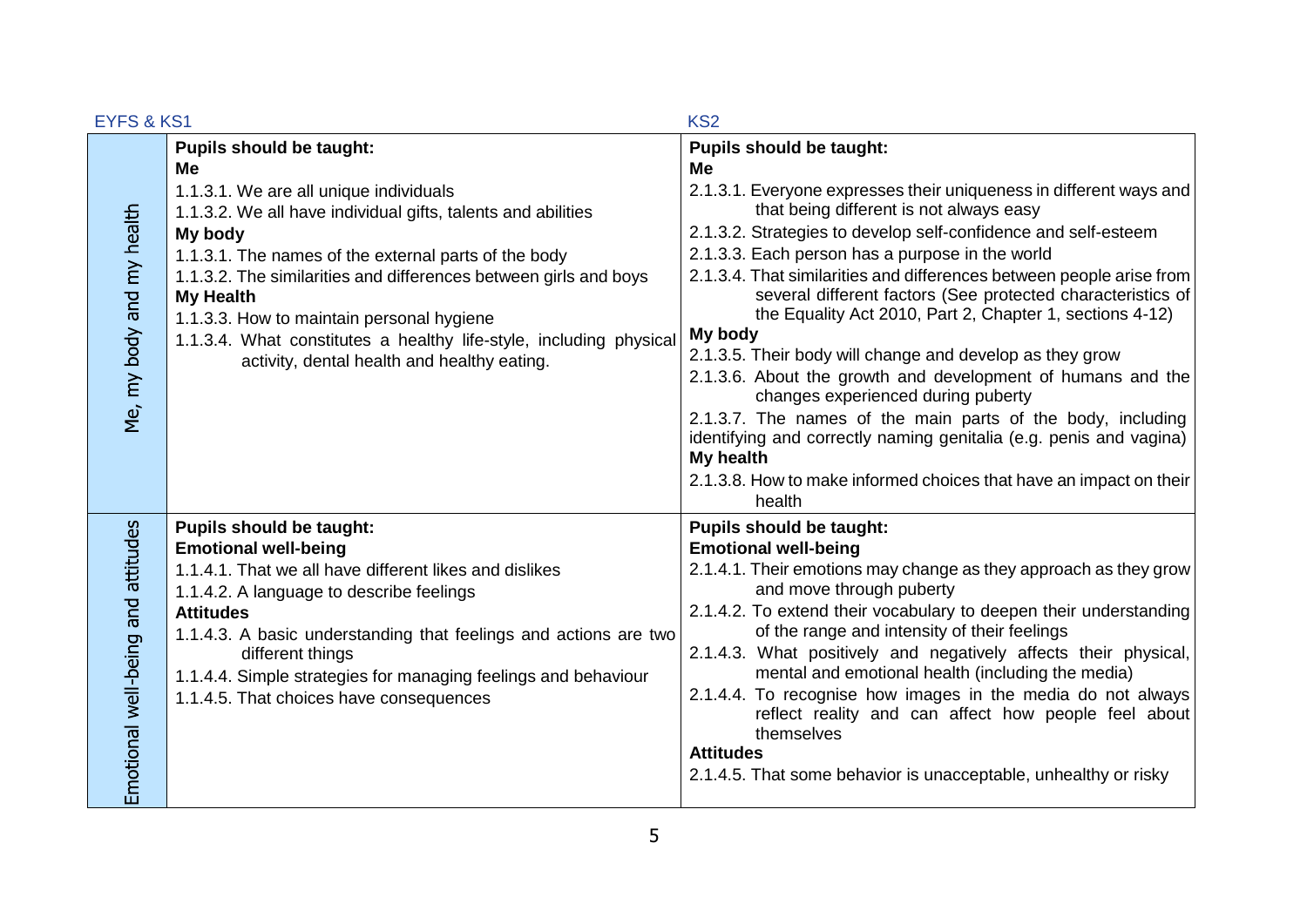| | EYFS & KS1 | KS2 |
|---|---|---|
| Me, my body and my health | **Pupils should be taught:**<br>**Me**<br>1.1.3.1. We are all unique individuals<br>1.1.3.2. We all have individual gifts, talents and abilities<br>**My body**<br>1.1.3.1. The names of the external parts of the body<br>1.1.3.2. The similarities and differences between girls and boys<br>**My Health**<br>1.1.3.3. How to maintain personal hygiene<br>1.1.3.4. What constitutes a healthy life-style, including physical activity, dental health and healthy eating. | **Pupils should be taught:**<br>**Me**<br>2.1.3.1. Everyone expresses their uniqueness in different ways and that being different is not always easy<br>2.1.3.2. Strategies to develop self-confidence and self-esteem<br>2.1.3.3. Each person has a purpose in the world<br>2.1.3.4. That similarities and differences between people arise from several different factors (See protected characteristics of the Equality Act 2010, Part 2, Chapter 1, sections 4-12)<br>**My body**<br>2.1.3.5. Their body will change and develop as they grow<br>2.1.3.6. About the growth and development of humans and the changes experienced during puberty<br>2.1.3.7. The names of the main parts of the body, including identifying and correctly naming genitalia (e.g. penis and vagina)<br>**My health**<br>2.1.3.8. How to make informed choices that have an impact on their health |
| Emotional well-being and attitudes | **Pupils should be taught:**<br>**Emotional well-being**<br>1.1.4.1. That we all have different likes and dislikes<br>1.1.4.2. A language to describe feelings<br>**Attitudes**<br>1.1.4.3. A basic understanding that feelings and actions are two different things<br>1.1.4.4. Simple strategies for managing feelings and behaviour<br>1.1.4.5. That choices have consequences | **Pupils should be taught:**<br>**Emotional well-being**<br>2.1.4.1. Their emotions may change as they approach as they grow and move through puberty<br>2.1.4.2. To extend their vocabulary to deepen their understanding of the range and intensity of their feelings<br>2.1.4.3. What positively and negatively affects their physical, mental and emotional health (including the media)<br>2.1.4.4. To recognise how images in the media do not always reflect reality and can affect how people feel about themselves<br>**Attitudes**<br>2.1.4.5. That some behavior is unacceptable, unhealthy or risky |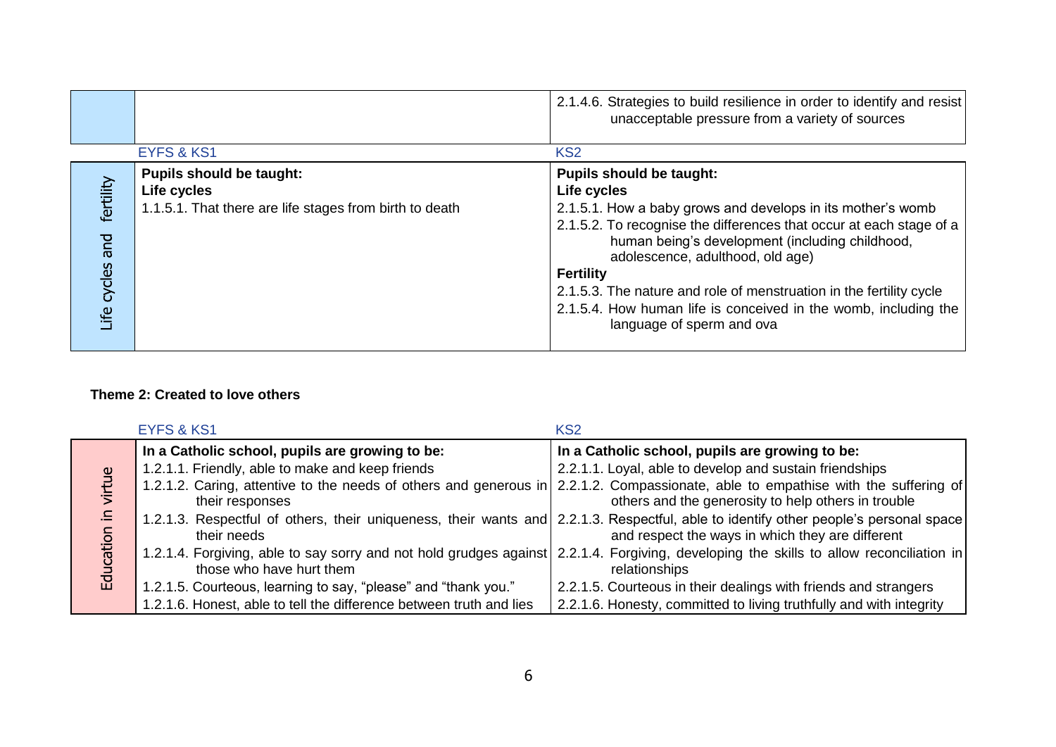| | | |
|---|---|---|
| | | 2.1.4.6. Strategies to build resilience in order to identify and resist unacceptable pressure from a variety of sources |

| | EYFS & KS1 | KS2 |
|---|---|---|
| Life cycles and fertility | **Pupils should be taught:**<br>**Life cycles**<br>1.1.5.1. That there are life stages from birth to death | **Pupils should be taught:**<br>**Life cycles**<br>2.1.5.1. How a baby grows and develops in its mother's womb<br>2.1.5.2. To recognise the differences that occur at each stage of a human being's development (including childhood, adolescence, adulthood, old age)<br>**Fertility**<br>2.1.5.3. The nature and role of menstruation in the fertility cycle<br>2.1.5.4. How human life is conceived in the womb, including the language of sperm and ova |

**Theme 2: Created to love others**

| | EYFS & KS1 | KS2 |
|---|---|---|
| Education in virtue | **In a Catholic school, pupils are growing to be:**<br>1.2.1.1. Friendly, able to make and keep friends<br>1.2.1.2. Caring, attentive to the needs of others and generous in their responses<br>1.2.1.3. Respectful of others, their uniqueness, their wants and their needs<br>1.2.1.4. Forgiving, able to say sorry and not hold grudges against those who have hurt them<br>1.2.1.5. Courteous, learning to say, "please" and "thank you."<br>1.2.1.6. Honest, able to tell the difference between truth and lies | **In a Catholic school, pupils are growing to be:**<br>2.2.1.1. Loyal, able to develop and sustain friendships<br>2.2.1.2. Compassionate, able to empathise with the suffering of others and the generosity to help others in trouble<br>2.2.1.3. Respectful, able to identify other people's personal space and respect the ways in which they are different<br>2.2.1.4. Forgiving, developing the skills to allow reconciliation in relationships<br>2.2.1.5. Courteous in their dealings with friends and strangers<br>2.2.1.6. Honesty, committed to living truthfully and with integrity |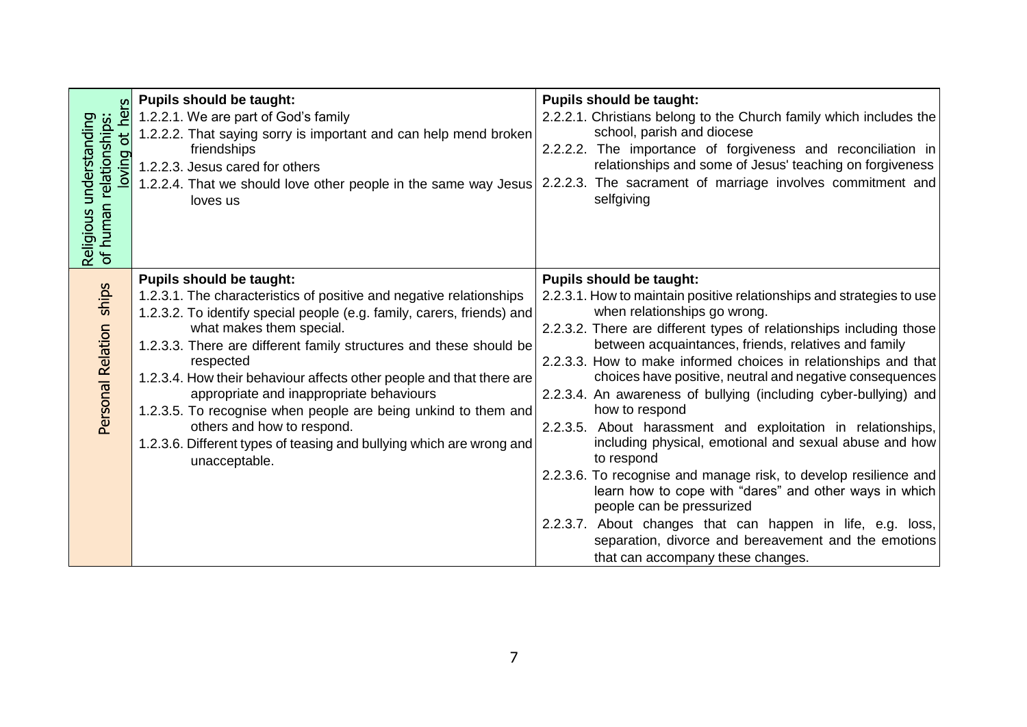| | | |
|---|---|---|
| Religious understanding of human relationships: loving ot hers | **Pupils should be taught:**<br>1.2.2.1. We are part of God's family<br>1.2.2.2. That saying sorry is important and can help mend broken friendships<br>1.2.2.3. Jesus cared for others<br>1.2.2.4. That we should love other people in the same way Jesus loves us | **Pupils should be taught:**<br>2.2.2.1. Christians belong to the Church family which includes the school, parish and diocese<br>2.2.2.2. The importance of forgiveness and reconciliation in relationships and some of Jesus' teaching on forgiveness<br>2.2.2.3. The sacrament of marriage involves commitment and selfgiving |
| Personal Relation ships | **Pupils should be taught:**<br>1.2.3.1. The characteristics of positive and negative relationships<br>1.2.3.2. To identify special people (e.g. family, carers, friends) and what makes them special.<br>1.2.3.3. There are different family structures and these should be respected<br>1.2.3.4. How their behaviour affects other people and that there are appropriate and inappropriate behaviours<br>1.2.3.5. To recognise when people are being unkind to them and others and how to respond.<br>1.2.3.6. Different types of teasing and bullying which are wrong and unacceptable. | **Pupils should be taught:**<br>2.2.3.1. How to maintain positive relationships and strategies to use when relationships go wrong.<br>2.2.3.2. There are different types of relationships including those between acquaintances, friends, relatives and family<br>2.2.3.3. How to make informed choices in relationships and that choices have positive, neutral and negative consequences<br>2.2.3.4. An awareness of bullying (including cyber-bullying) and how to respond<br>2.2.3.5. About harassment and exploitation in relationships, including physical, emotional and sexual abuse and how to respond<br>2.2.3.6. To recognise and manage risk, to develop resilience and learn how to cope with "dares" and other ways in which people can be pressurized<br>2.2.3.7. About changes that can happen in life, e.g. loss, separation, divorce and bereavement and the emotions that can accompany these changes. |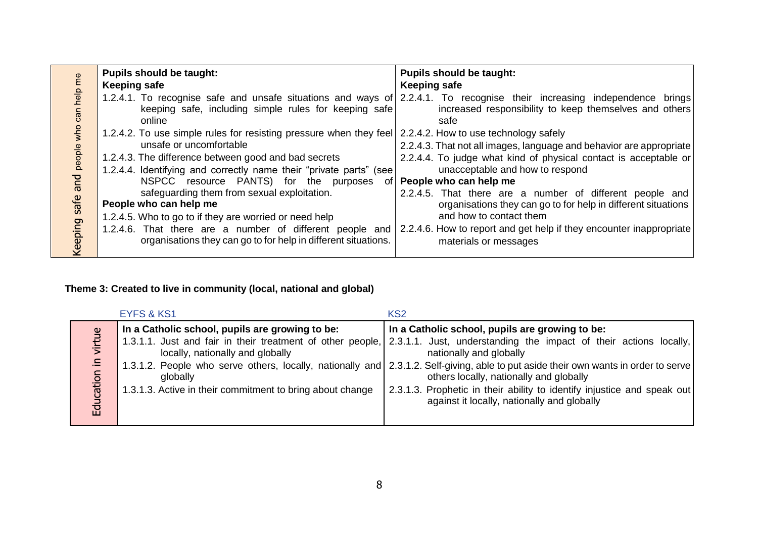| Keeping safe and people who can help me | Pupils should be taught: | Pupils should be taught: |
|---|---|---|
| | **Keeping safe**<br>1.2.4.1. To recognise safe and unsafe situations and ways of keeping safe, including simple rules for keeping safe online<br>1.2.4.2. To use simple rules for resisting pressure when they feel unsafe or uncomfortable<br>1.2.4.3. The difference between good and bad secrets<br>1.2.4.4. Identifying and correctly name their "private parts" (see NSPCC resource PANTS) for the purposes of safeguarding them from sexual exploitation.<br>**People who can help me**<br>1.2.4.5. Who to go to if they are worried or need help<br>1.2.4.6. That there are a number of different people and organisations they can go to for help in different situations. | **Keeping safe**<br>2.2.4.1. To recognise their increasing independence brings increased responsibility to keep themselves and others safe<br>2.2.4.2. How to use technology safely<br>2.2.4.3. That not all images, language and behavior are appropriate<br>2.2.4.4. To judge what kind of physical contact is acceptable or unacceptable and how to respond<br>**People who can help me**<br>2.2.4.5. That there are a number of different people and organisations they can go to for help in different situations and how to contact them<br>2.2.4.6. How to report and get help if they encounter inappropriate materials or messages |

**Theme 3: Created to live in community (local, national and global)**

| | EYFS & KS1 | KS2 |
|---|---|---|
| Education in virtue | **In a Catholic school, pupils are growing to be:**<br>1.3.1.1. Just and fair in their treatment of other people, locally, nationally and globally<br>1.3.1.2. People who serve others, locally, nationally and globally<br>1.3.1.3. Active in their commitment to bring about change | **In a Catholic school, pupils are growing to be:**<br>2.3.1.1. Just, understanding the impact of their actions locally, nationally and globally<br>2.3.1.2. Self-giving, able to put aside their own wants in order to serve others locally, nationally and globally<br>2.3.1.3. Prophetic in their ability to identify injustice and speak out against it locally, nationally and globally |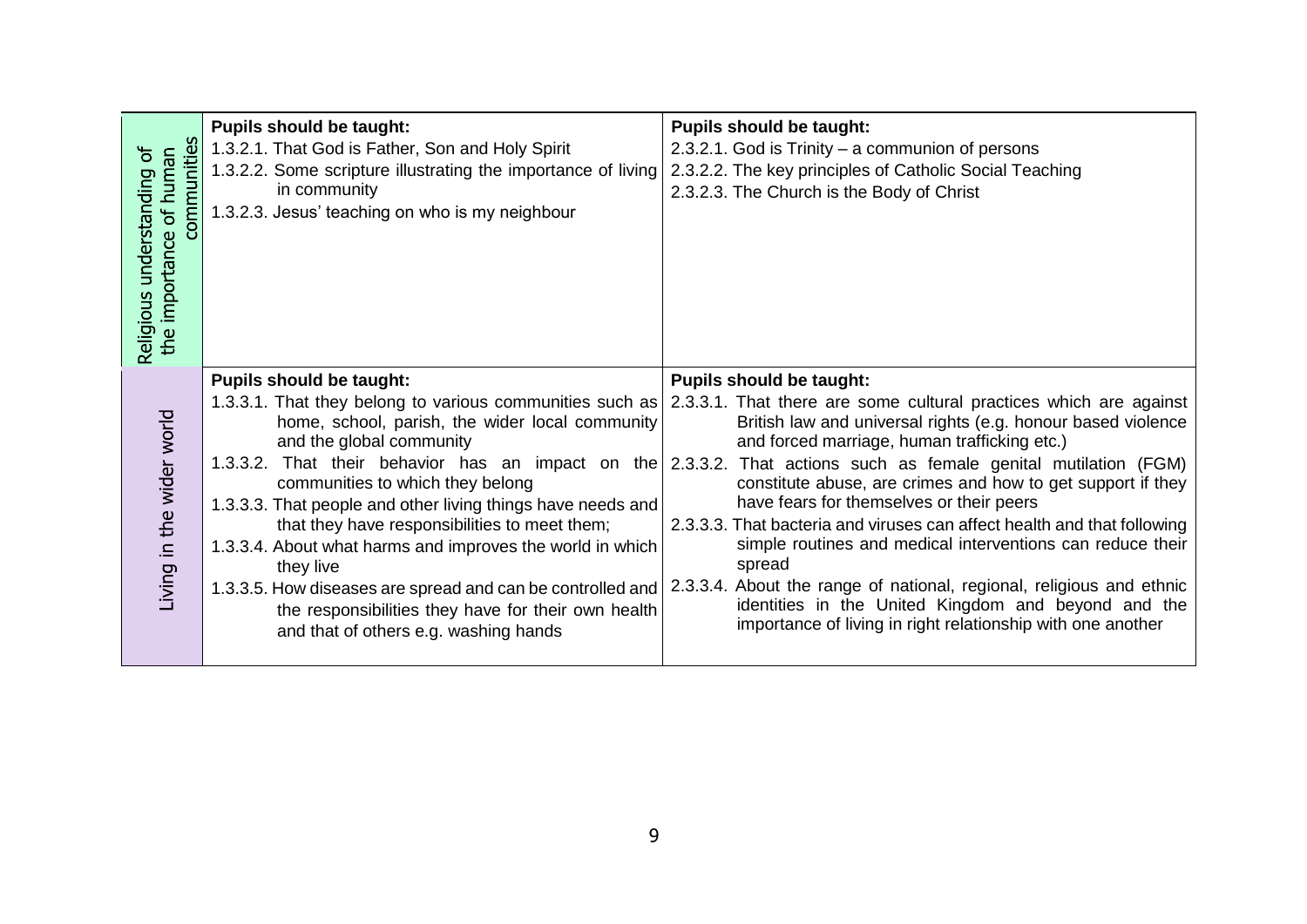| | | |
|---|---|---|
| Religious understanding of the importance of human communities | **Pupils should be taught:**<br>1.3.2.1. That God is Father, Son and Holy Spirit<br>1.3.2.2. Some scripture illustrating the importance of living in community<br>1.3.2.3. Jesus' teaching on who is my neighbour | **Pupils should be taught:**<br>2.3.2.1. God is Trinity – a communion of persons<br>2.3.2.2. The key principles of Catholic Social Teaching<br>2.3.2.3. The Church is the Body of Christ |
| Living in the wider world | **Pupils should be taught:**<br>1.3.3.1. That they belong to various communities such as home, school, parish, the wider local community and the global community<br>1.3.3.2. That their behavior has an impact on the communities to which they belong<br>1.3.3.3. That people and other living things have needs and that they have responsibilities to meet them;<br>1.3.3.4. About what harms and improves the world in which they live<br>1.3.3.5. How diseases are spread and can be controlled and the responsibilities they have for their own health and that of others e.g. washing hands | **Pupils should be taught:**<br>2.3.3.1. That there are some cultural practices which are against British law and universal rights (e.g. honour based violence and forced marriage, human trafficking etc.)<br>2.3.3.2. That actions such as female genital mutilation (FGM) constitute abuse, are crimes and how to get support if they have fears for themselves or their peers<br>2.3.3.3. That bacteria and viruses can affect health and that following simple routines and medical interventions can reduce their spread<br>2.3.3.4. About the range of national, regional, religious and ethnic identities in the United Kingdom and beyond and the importance of living in right relationship with one another |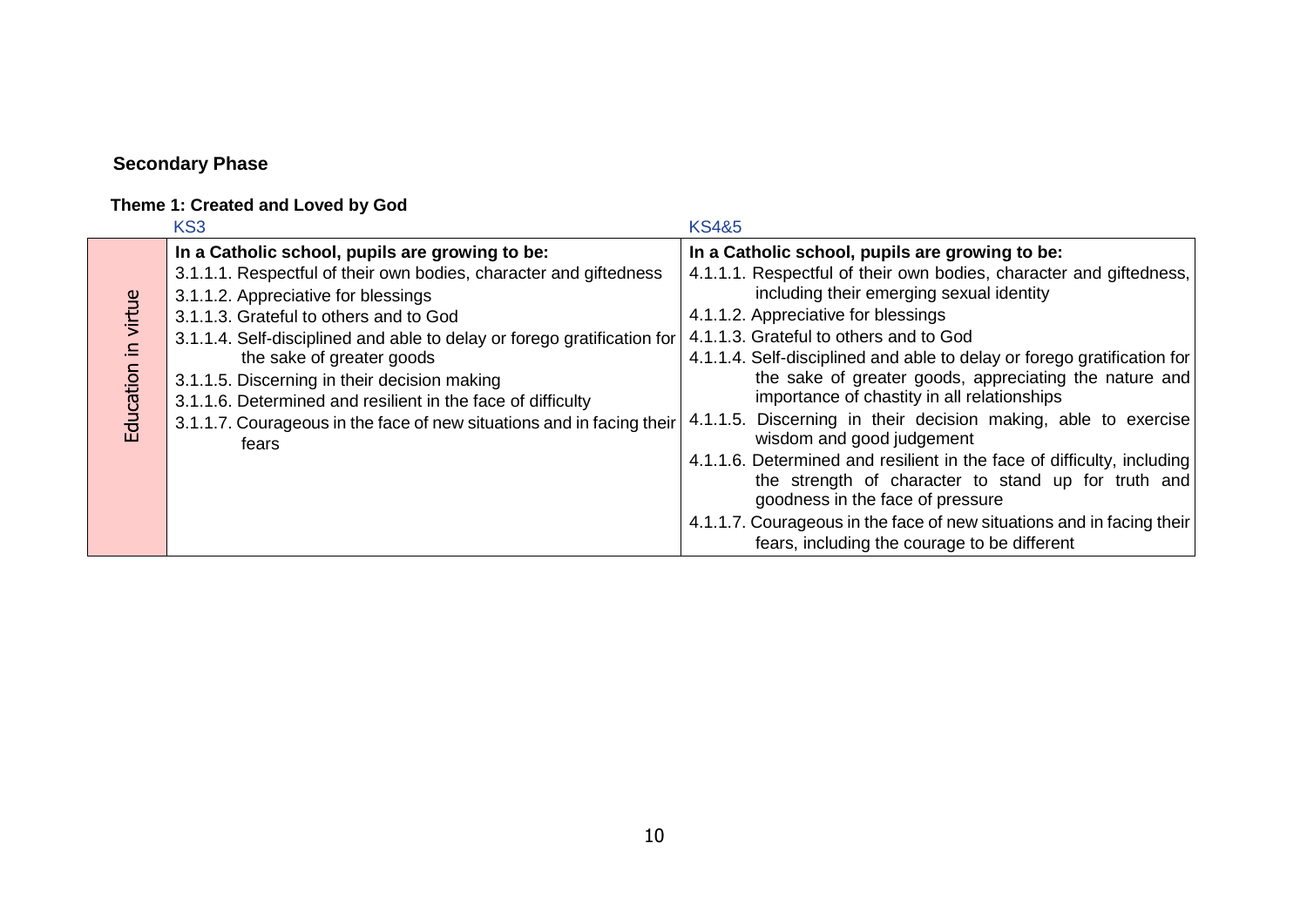## Secondary Phase

### Theme 1: Created and Loved by God

| | KS3 | KS4&5 |
|---|---|---|
| Education in virtue | **In a Catholic school, pupils are growing to be:**<br>3.1.1.1. Respectful of their own bodies, character and giftedness<br>3.1.1.2. Appreciative for blessings<br>3.1.1.3. Grateful to others and to God<br>3.1.1.4. Self-disciplined and able to delay or forego gratification for the sake of greater goods<br>3.1.1.5. Discerning in their decision making<br>3.1.1.6. Determined and resilient in the face of difficulty<br>3.1.1.7. Courageous in the face of new situations and in facing their fears | **In a Catholic school, pupils are growing to be:**<br>4.1.1.1. Respectful of their own bodies, character and giftedness, including their emerging sexual identity<br>4.1.1.2. Appreciative for blessings<br>4.1.1.3. Grateful to others and to God<br>4.1.1.4. Self-disciplined and able to delay or forego gratification for the sake of greater goods, appreciating the nature and importance of chastity in all relationships<br>4.1.1.5. Discerning in their decision making, able to exercise wisdom and good judgement<br>4.1.1.6. Determined and resilient in the face of difficulty, including the strength of character to stand up for truth and goodness in the face of pressure<br>4.1.1.7. Courageous in the face of new situations and in facing their fears, including the courage to be different |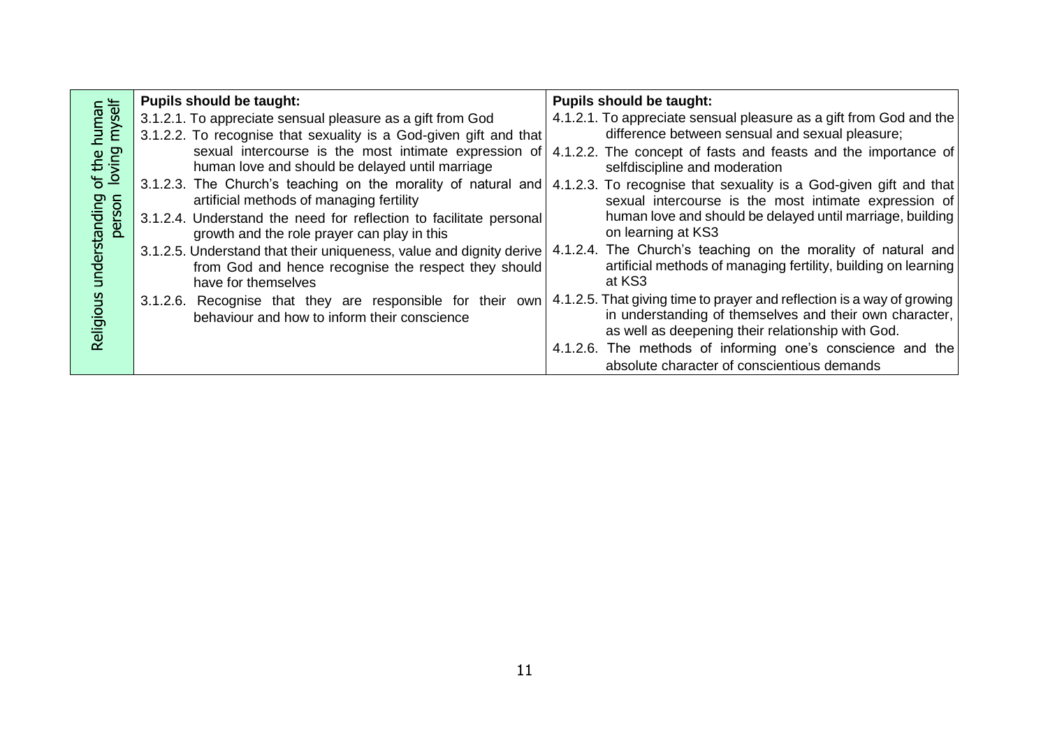| Religious understanding of the human person loving myself | **Pupils should be taught:**<br>3.1.2.1. To appreciate sensual pleasure as a gift from God<br>3.1.2.2. To recognise that sexuality is a God-given gift and that sexual intercourse is the most intimate expression of human love and should be delayed until marriage<br>3.1.2.3. The Church's teaching on the morality of natural and artificial methods of managing fertility<br>3.1.2.4. Understand the need for reflection to facilitate personal growth and the role prayer can play in this<br>3.1.2.5. Understand that their uniqueness, value and dignity derive from God and hence recognise the respect they should have for themselves<br>3.1.2.6. Recognise that they are responsible for their own behaviour and how to inform their conscience | **Pupils should be taught:**<br>4.1.2.1. To appreciate sensual pleasure as a gift from God and the difference between sensual and sexual pleasure;<br>4.1.2.2. The concept of fasts and feasts and the importance of selfdiscipline and moderation<br>4.1.2.3. To recognise that sexuality is a God-given gift and that sexual intercourse is the most intimate expression of human love and should be delayed until marriage, building on learning at KS3<br>4.1.2.4. The Church's teaching on the morality of natural and artificial methods of managing fertility, building on learning at KS3<br>4.1.2.5. That giving time to prayer and reflection is a way of growing in understanding of themselves and their own character, as well as deepening their relationship with God.<br>4.1.2.6. The methods of informing one's conscience and the absolute character of conscientious demands |
|---|---|---|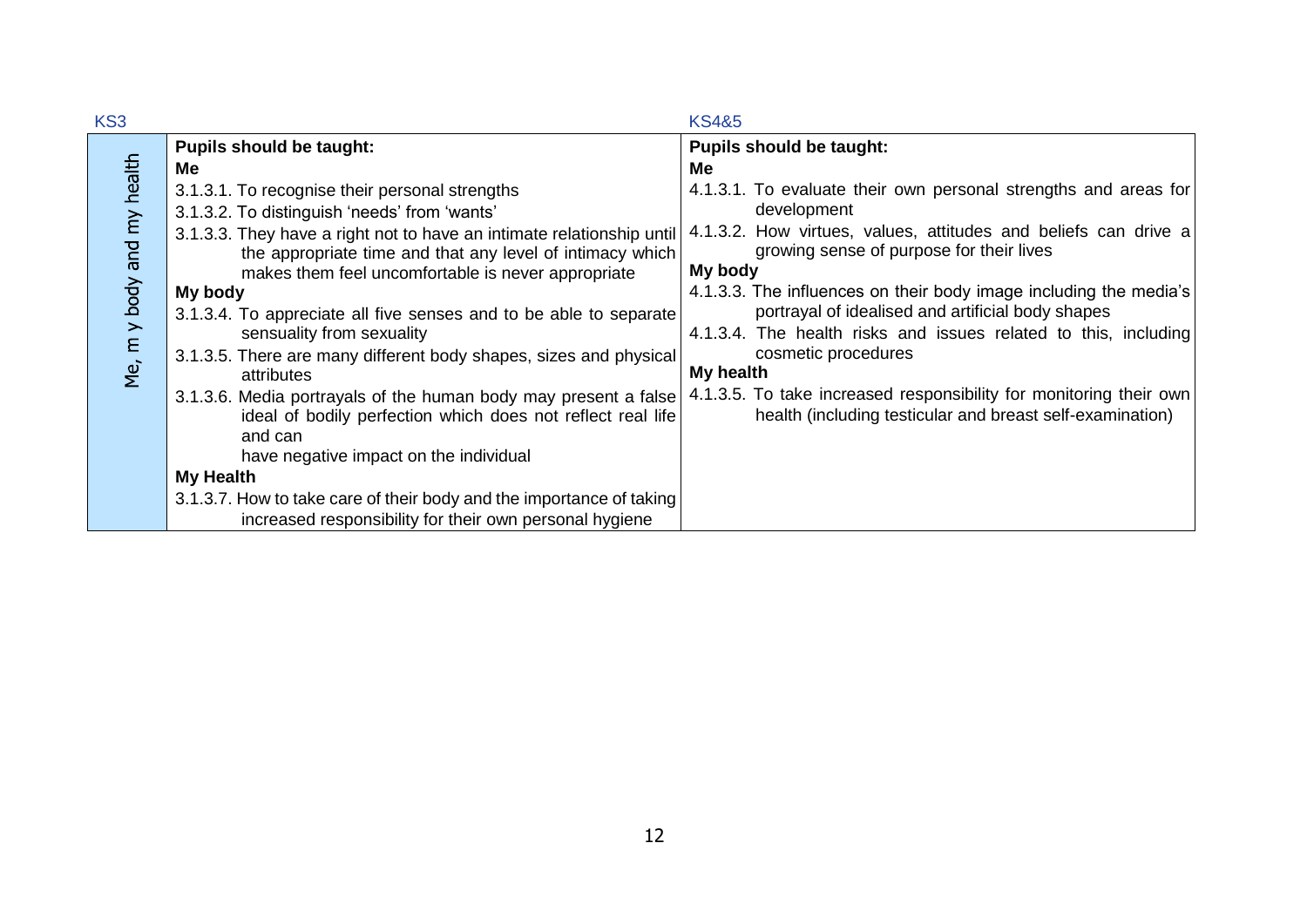| | KS3 | KS4&5 |
|---|---|---|
| Me, m y body and my health | **Pupils should be taught:**<br>**Me**<br>3.1.3.1. To recognise their personal strengths<br>3.1.3.2. To distinguish 'needs' from 'wants'<br>3.1.3.3. They have a right not to have an intimate relationship until the appropriate time and that any level of intimacy which makes them feel uncomfortable is never appropriate<br>**My body**<br>3.1.3.4. To appreciate all five senses and to be able to separate sensuality from sexuality<br>3.1.3.5. There are many different body shapes, sizes and physical attributes<br>3.1.3.6. Media portrayals of the human body may present a false ideal of bodily perfection which does not reflect real life and can have negative impact on the individual<br>**My Health**<br>3.1.3.7. How to take care of their body and the importance of taking increased responsibility for their own personal hygiene | **Pupils should be taught:**<br>**Me**<br>4.1.3.1. To evaluate their own personal strengths and areas for development<br>4.1.3.2. How virtues, values, attitudes and beliefs can drive a growing sense of purpose for their lives<br>**My body**<br>4.1.3.3. The influences on their body image including the media's portrayal of idealised and artificial body shapes<br>4.1.3.4. The health risks and issues related to this, including cosmetic procedures<br>**My health**<br>4.1.3.5. To take increased responsibility for monitoring their own health (including testicular and breast self-examination) |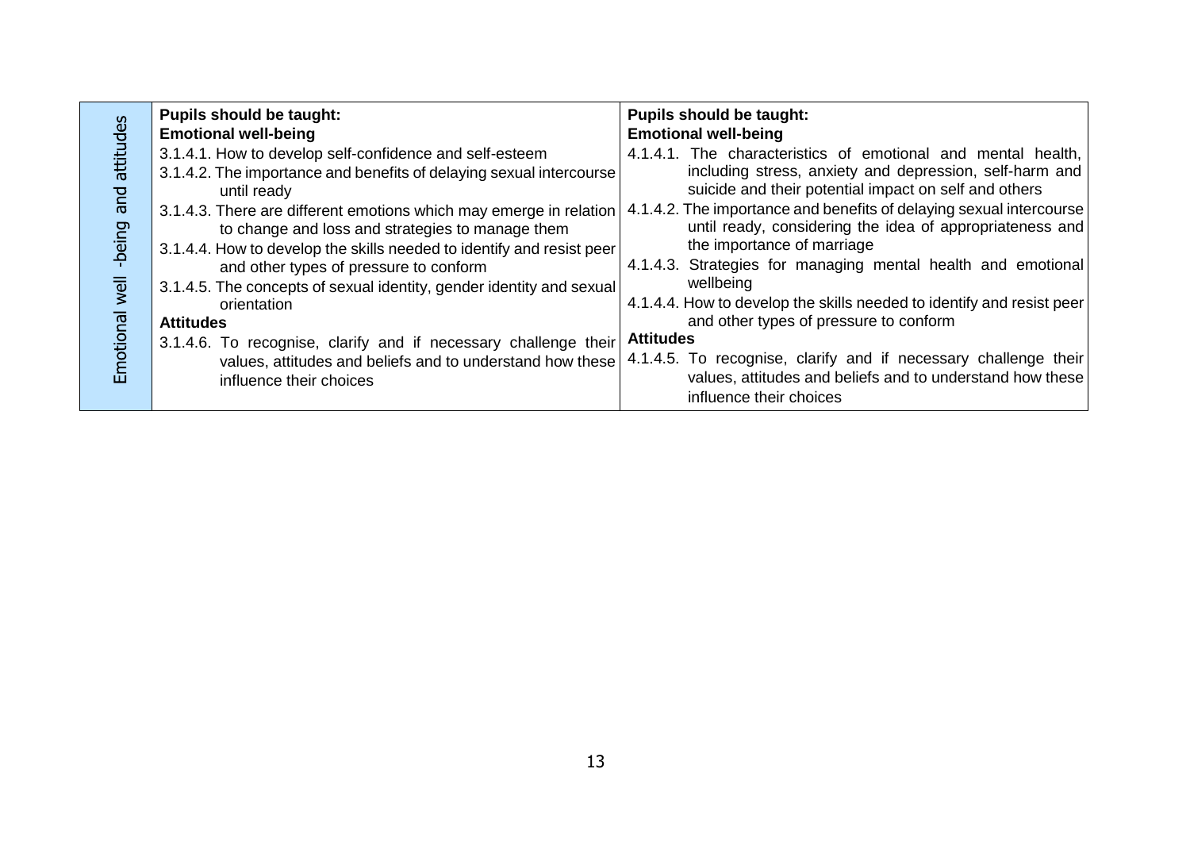| Emotional well -being and attitudes | **Pupils should be taught:**<br>**Emotional well-being**<br>3.1.4.1. How to develop self-confidence and self-esteem<br>3.1.4.2. The importance and benefits of delaying sexual intercourse until ready<br>3.1.4.3. There are different emotions which may emerge in relation to change and loss and strategies to manage them<br>3.1.4.4. How to develop the skills needed to identify and resist peer and other types of pressure to conform<br>3.1.4.5. The concepts of sexual identity, gender identity and sexual orientation<br>**Attitudes**<br>3.1.4.6. To recognise, clarify and if necessary challenge their values, attitudes and beliefs and to understand how these influence their choices | **Pupils should be taught:**<br>**Emotional well-being**<br>4.1.4.1. The characteristics of emotional and mental health, including stress, anxiety and depression, self-harm and suicide and their potential impact on self and others<br>4.1.4.2. The importance and benefits of delaying sexual intercourse until ready, considering the idea of appropriateness and the importance of marriage<br>4.1.4.3. Strategies for managing mental health and emotional wellbeing<br>4.1.4.4. How to develop the skills needed to identify and resist peer and other types of pressure to conform<br>**Attitudes**<br>4.1.4.5. To recognise, clarify and if necessary challenge their values, attitudes and beliefs and to understand how these influence their choices |
|---|---|---|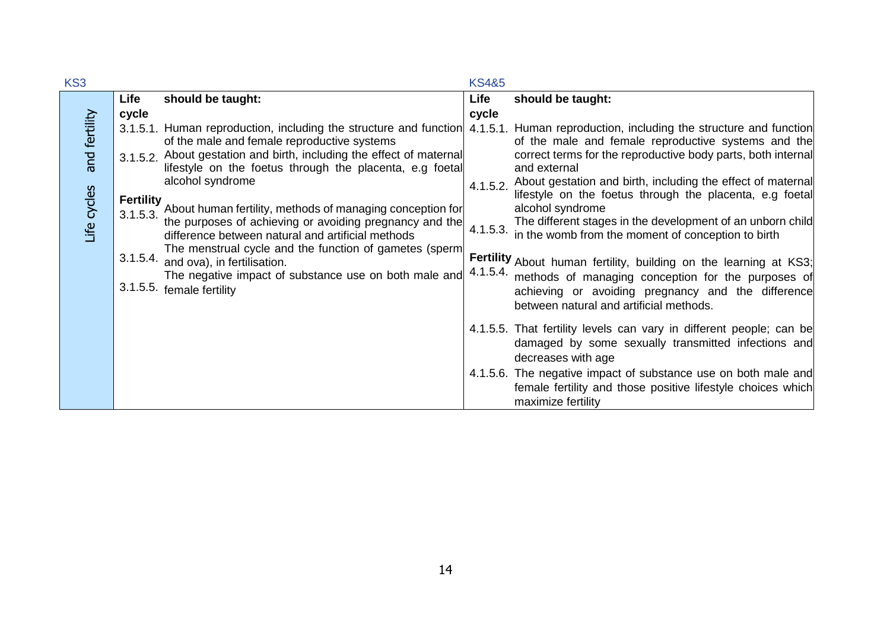| KS3 | | | KS4&5 | |
|---|---|---|---|---|
| Life cycles and fertility | **Life cycle** | **should be taught:** | **Life cycle** | **should be taught:** |
| | 3.1.5.1. | Human reproduction, including the structure and function of the male and female reproductive systems | 4.1.5.1. | Human reproduction, including the structure and function of the male and female reproductive systems and the correct terms for the reproductive body parts, both internal and external |
| | 3.1.5.2. | About gestation and birth, including the effect of maternal lifestyle on the foetus through the placenta, e.g foetal alcohol syndrome | 4.1.5.2. | About gestation and birth, including the effect of maternal lifestyle on the foetus through the placenta, e.g foetal alcohol syndrome |
| | **Fertility** 3.1.5.3. | About human fertility, methods of managing conception for the purposes of achieving or avoiding pregnancy and the difference between natural and artificial methods | 4.1.5.3. | The different stages in the development of an unborn child in the womb from the moment of conception to birth |
| | 3.1.5.4. | The menstrual cycle and the function of gametes (sperm and ova), in fertilisation. | **Fertility** 4.1.5.4. | About human fertility, building on the learning at KS3; methods of managing conception for the purposes of achieving or avoiding pregnancy and the difference between natural and artificial methods. |
| | 3.1.5.5. | The negative impact of substance use on both male and female fertility | 4.1.5.5. | That fertility levels can vary in different people; can be damaged by some sexually transmitted infections and decreases with age |
| | | | 4.1.5.6. | The negative impact of substance use on both male and female fertility and those positive lifestyle choices which maximize fertility |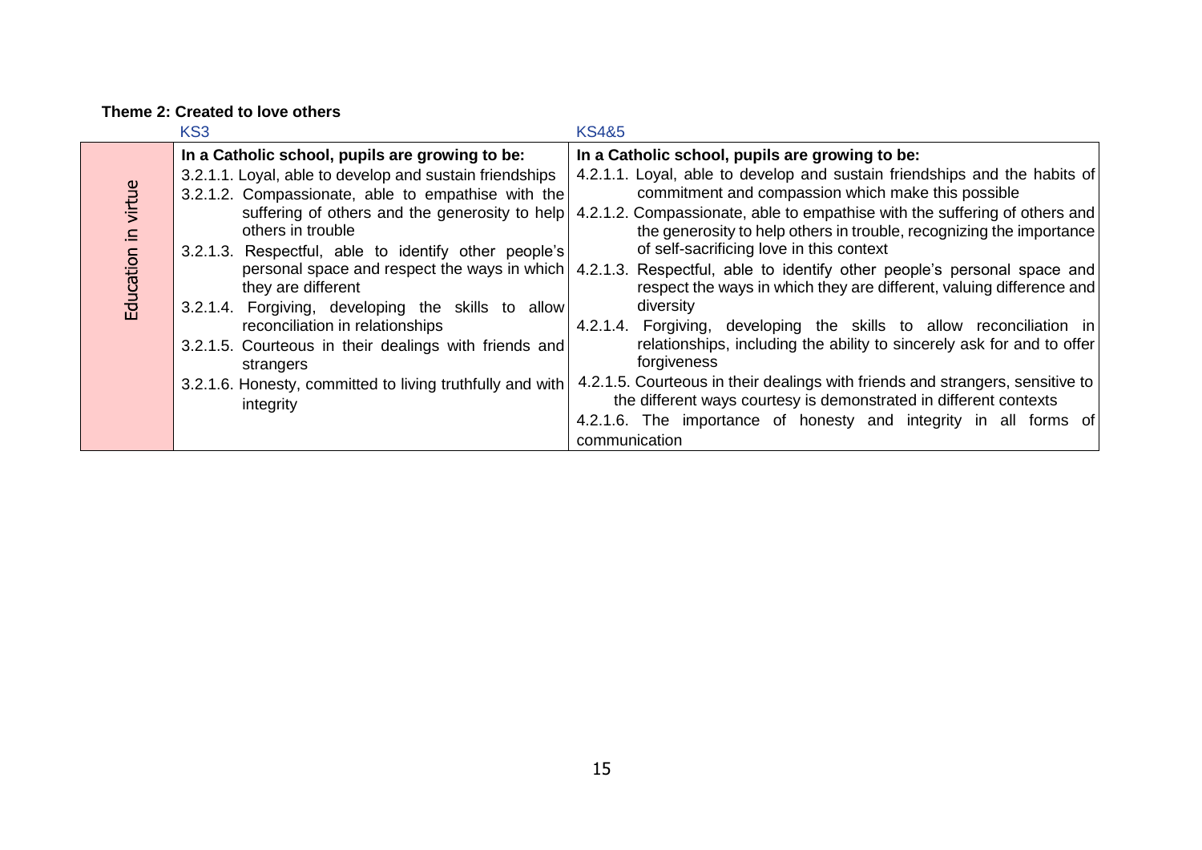**Theme 2: Created to love others**

| | KS3 | KS4&5 |
|---|---|---|
| Education in virtue | **In a Catholic school, pupils are growing to be:**<br>3.2.1.1. Loyal, able to develop and sustain friendships<br>3.2.1.2. Compassionate, able to empathise with the suffering of others and the generosity to help others in trouble<br>3.2.1.3. Respectful, able to identify other people's personal space and respect the ways in which they are different<br>3.2.1.4. Forgiving, developing the skills to allow reconciliation in relationships<br>3.2.1.5. Courteous in their dealings with friends and strangers<br>3.2.1.6. Honesty, committed to living truthfully and with integrity | **In a Catholic school, pupils are growing to be:**<br>4.2.1.1. Loyal, able to develop and sustain friendships and the habits of commitment and compassion which make this possible<br>4.2.1.2. Compassionate, able to empathise with the suffering of others and the generosity to help others in trouble, recognizing the importance of self-sacrificing love in this context<br>4.2.1.3. Respectful, able to identify other people's personal space and respect the ways in which they are different, valuing difference and diversity<br>4.2.1.4. Forgiving, developing the skills to allow reconciliation in relationships, including the ability to sincerely ask for and to offer forgiveness<br>4.2.1.5. Courteous in their dealings with friends and strangers, sensitive to the different ways courtesy is demonstrated in different contexts<br>4.2.1.6. The importance of honesty and integrity in all forms of communication |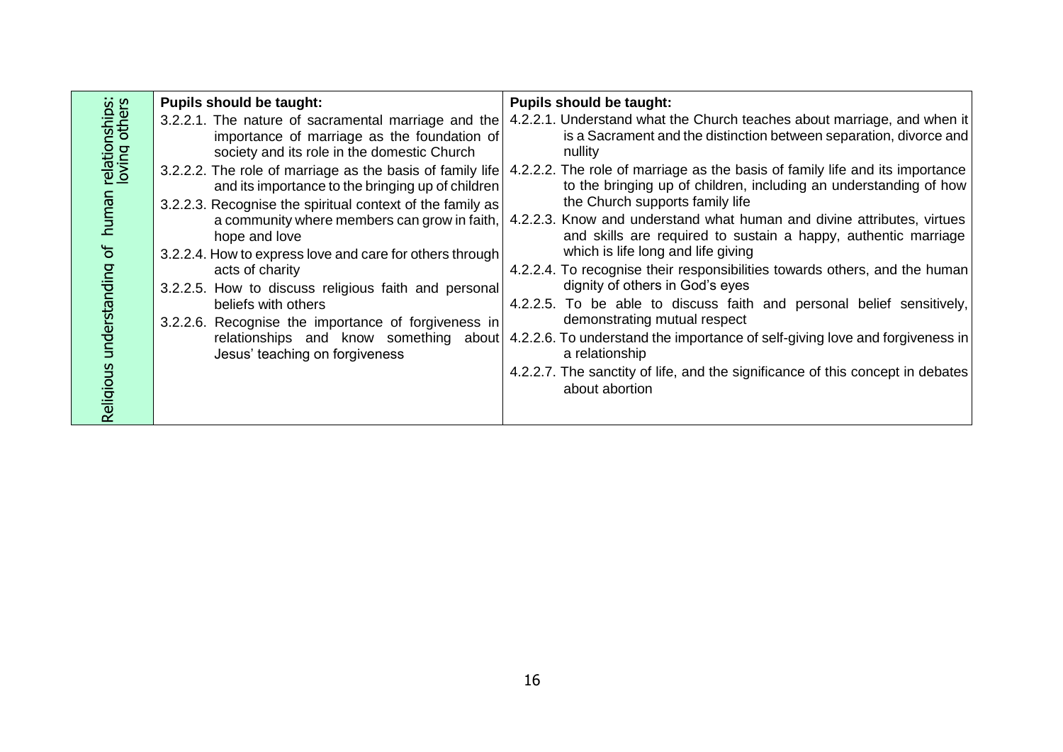| Religious understanding of human relationships: loving others | Pupils should be taught: | Pupils should be taught: |
|---|---|---|
| | 3.2.2.1. The nature of sacramental marriage and the importance of marriage as the foundation of society and its role in the domestic Church<br>3.2.2.2. The role of marriage as the basis of family life and its importance to the bringing up of children<br>3.2.2.3. Recognise the spiritual context of the family as a community where members can grow in faith, hope and love<br>3.2.2.4. How to express love and care for others through acts of charity<br>3.2.2.5. How to discuss religious faith and personal beliefs with others<br>3.2.2.6. Recognise the importance of forgiveness in relationships and know something about Jesus' teaching on forgiveness | 4.2.2.1. Understand what the Church teaches about marriage, and when it is a Sacrament and the distinction between separation, divorce and nullity<br>4.2.2.2. The role of marriage as the basis of family life and its importance to the bringing up of children, including an understanding of how the Church supports family life<br>4.2.2.3. Know and understand what human and divine attributes, virtues and skills are required to sustain a happy, authentic marriage which is life long and life giving<br>4.2.2.4. To recognise their responsibilities towards others, and the human dignity of others in God's eyes<br>4.2.2.5. To be able to discuss faith and personal belief sensitively, demonstrating mutual respect<br>4.2.2.6. To understand the importance of self-giving love and forgiveness in a relationship<br>4.2.2.7. The sanctity of life, and the significance of this concept in debates about abortion |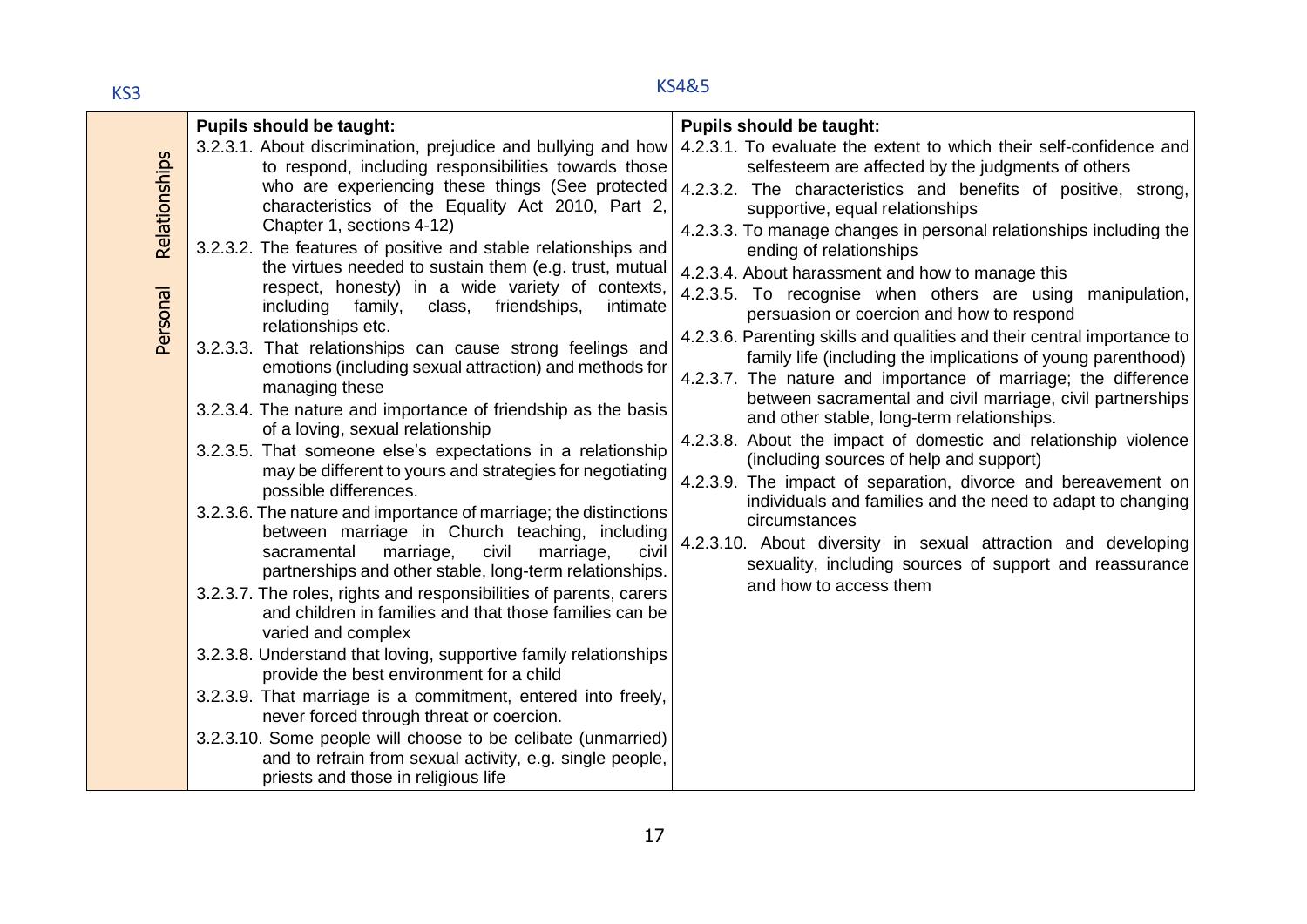| | KS3 | KS4&5 |
| --- | --- | --- |
| Personal Relationships | **Pupils should be taught:**<br>3.2.3.1. About discrimination, prejudice and bullying and how to respond, including responsibilities towards those who are experiencing these things (See protected characteristics of the Equality Act 2010, Part 2, Chapter 1, sections 4-12)<br>3.2.3.2. The features of positive and stable relationships and the virtues needed to sustain them (e.g. trust, mutual respect, honesty) in a wide variety of contexts, including family, class, friendships, intimate relationships etc.<br>3.2.3.3. That relationships can cause strong feelings and emotions (including sexual attraction) and methods for managing these<br>3.2.3.4. The nature and importance of friendship as the basis of a loving, sexual relationship<br>3.2.3.5. That someone else's expectations in a relationship may be different to yours and strategies for negotiating possible differences.<br>3.2.3.6. The nature and importance of marriage; the distinctions between marriage in Church teaching, including sacramental marriage, civil marriage, civil partnerships and other stable, long-term relationships.<br>3.2.3.7. The roles, rights and responsibilities of parents, carers and children in families and that those families can be varied and complex<br>3.2.3.8. Understand that loving, supportive family relationships provide the best environment for a child<br>3.2.3.9. That marriage is a commitment, entered into freely, never forced through threat or coercion.<br>3.2.3.10. Some people will choose to be celibate (unmarried) and to refrain from sexual activity, e.g. single people, priests and those in religious life | **Pupils should be taught:**<br>4.2.3.1. To evaluate the extent to which their self-confidence and selfesteem are affected by the judgments of others<br>4.2.3.2. The characteristics and benefits of positive, strong, supportive, equal relationships<br>4.2.3.3. To manage changes in personal relationships including the ending of relationships<br>4.2.3.4. About harassment and how to manage this<br>4.2.3.5. To recognise when others are using manipulation, persuasion or coercion and how to respond<br>4.2.3.6. Parenting skills and qualities and their central importance to family life (including the implications of young parenthood)<br>4.2.3.7. The nature and importance of marriage; the difference between sacramental and civil marriage, civil partnerships and other stable, long-term relationships.<br>4.2.3.8. About the impact of domestic and relationship violence (including sources of help and support)<br>4.2.3.9. The impact of separation, divorce and bereavement on individuals and families and the need to adapt to changing circumstances<br>4.2.3.10. About diversity in sexual attraction and developing sexuality, including sources of support and reassurance and how to access them |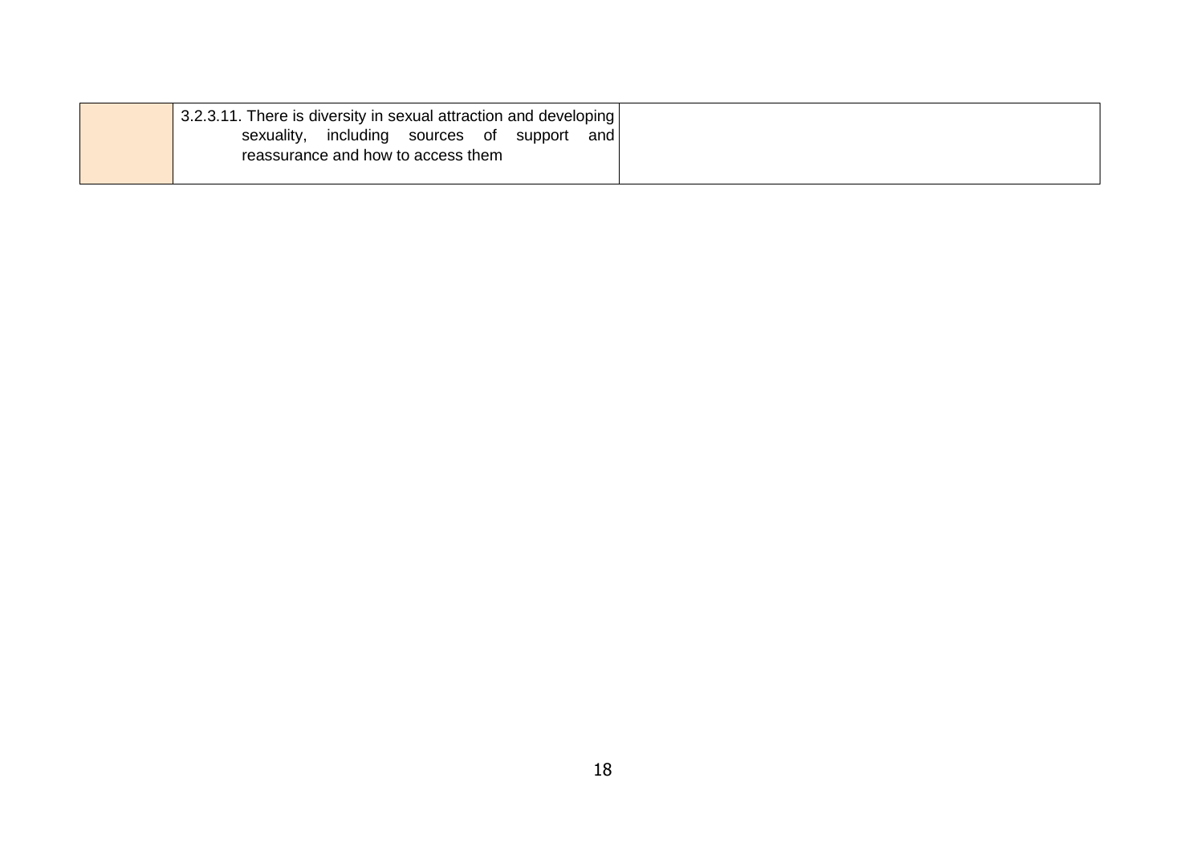| | | |
|---|---|---|
| | 3.2.3.11. There is diversity in sexual attraction and developing sexuality, including sources of support and reassurance and how to access them | |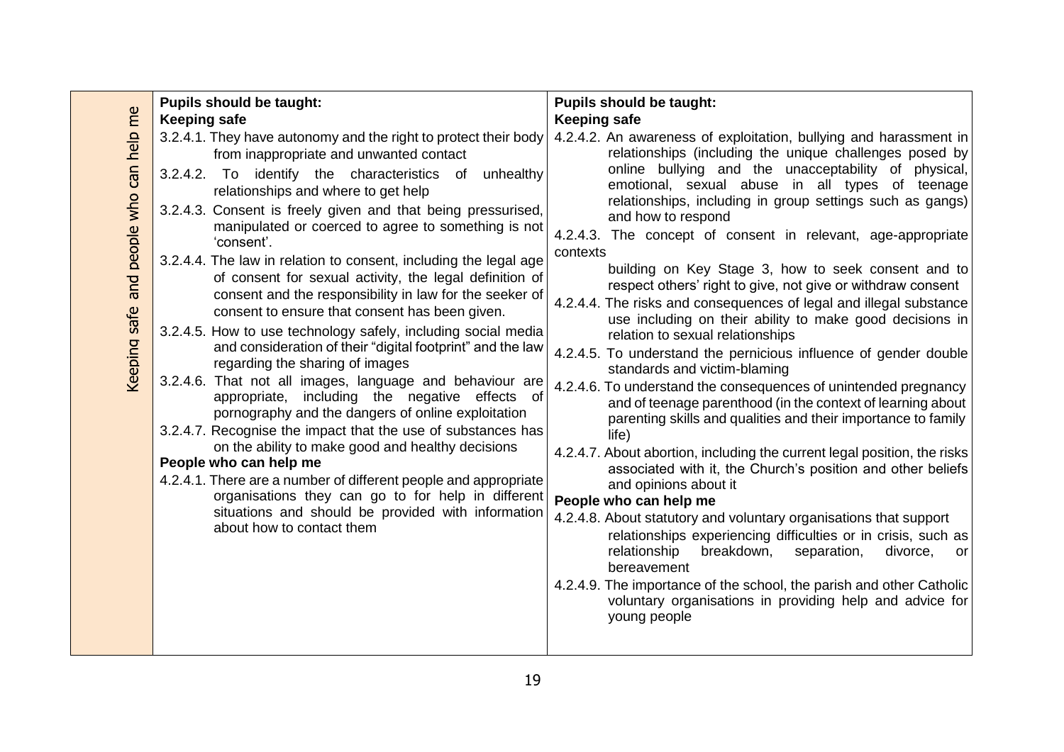| Keeping safe and people who can help me | Pupils should be taught: | Pupils should be taught: |
|---|---|---|
| | **Keeping safe**<br>3.2.4.1. They have autonomy and the right to protect their body from inappropriate and unwanted contact<br>3.2.4.2. To identify the characteristics of unhealthy relationships and where to get help<br>3.2.4.3. Consent is freely given and that being pressurised, manipulated or coerced to agree to something is not 'consent'.<br>3.2.4.4. The law in relation to consent, including the legal age of consent for sexual activity, the legal definition of consent and the responsibility in law for the seeker of consent to ensure that consent has been given.<br>3.2.4.5. How to use technology safely, including social media and consideration of their "digital footprint" and the law regarding the sharing of images<br>3.2.4.6. That not all images, language and behaviour are appropriate, including the negative effects of pornography and the dangers of online exploitation<br>3.2.4.7. Recognise the impact that the use of substances has on the ability to make good and healthy decisions<br>**People who can help me**<br>4.2.4.1. There are a number of different people and appropriate organisations they can go to for help in different situations and should be provided with information about how to contact them | **Keeping safe**<br>4.2.4.2. An awareness of exploitation, bullying and harassment in relationships (including the unique challenges posed by online bullying and the unacceptability of physical, emotional, sexual abuse in all types of teenage relationships, including in group settings such as gangs) and how to respond<br>4.2.4.3. The concept of consent in relevant, age-appropriate contexts building on Key Stage 3, how to seek consent and to respect others' right to give, not give or withdraw consent<br>4.2.4.4. The risks and consequences of legal and illegal substance use including on their ability to make good decisions in relation to sexual relationships<br>4.2.4.5. To understand the pernicious influence of gender double standards and victim-blaming<br>4.2.4.6. To understand the consequences of unintended pregnancy and of teenage parenthood (in the context of learning about parenting skills and qualities and their importance to family life)<br>4.2.4.7. About abortion, including the current legal position, the risks associated with it, the Church's position and other beliefs and opinions about it<br>**People who can help me**<br>4.2.4.8. About statutory and voluntary organisations that support relationships experiencing difficulties or in crisis, such as relationship breakdown, separation, divorce, or bereavement<br>4.2.4.9. The importance of the school, the parish and other Catholic voluntary organisations in providing help and advice for young people |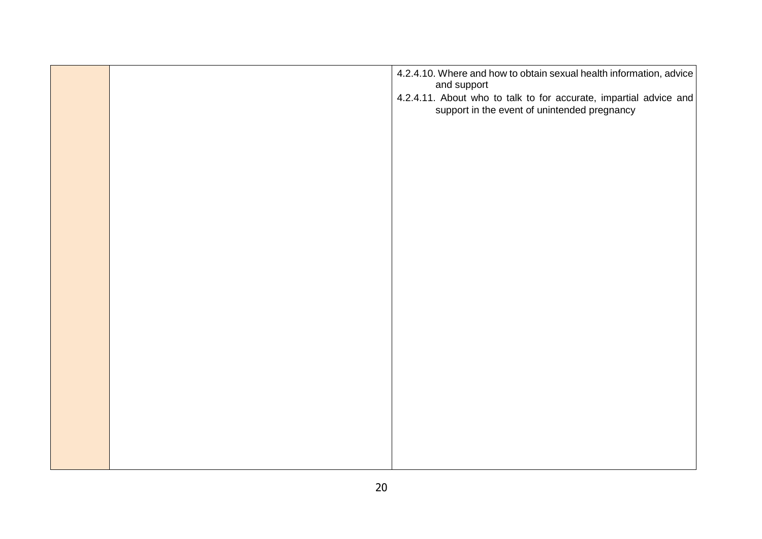| | | |
|---|---|---|
| | | 4.2.4.10. Where and how to obtain sexual health information, advice and support<br>4.2.4.11. About who to talk to for accurate, impartial advice and support in the event of unintended pregnancy |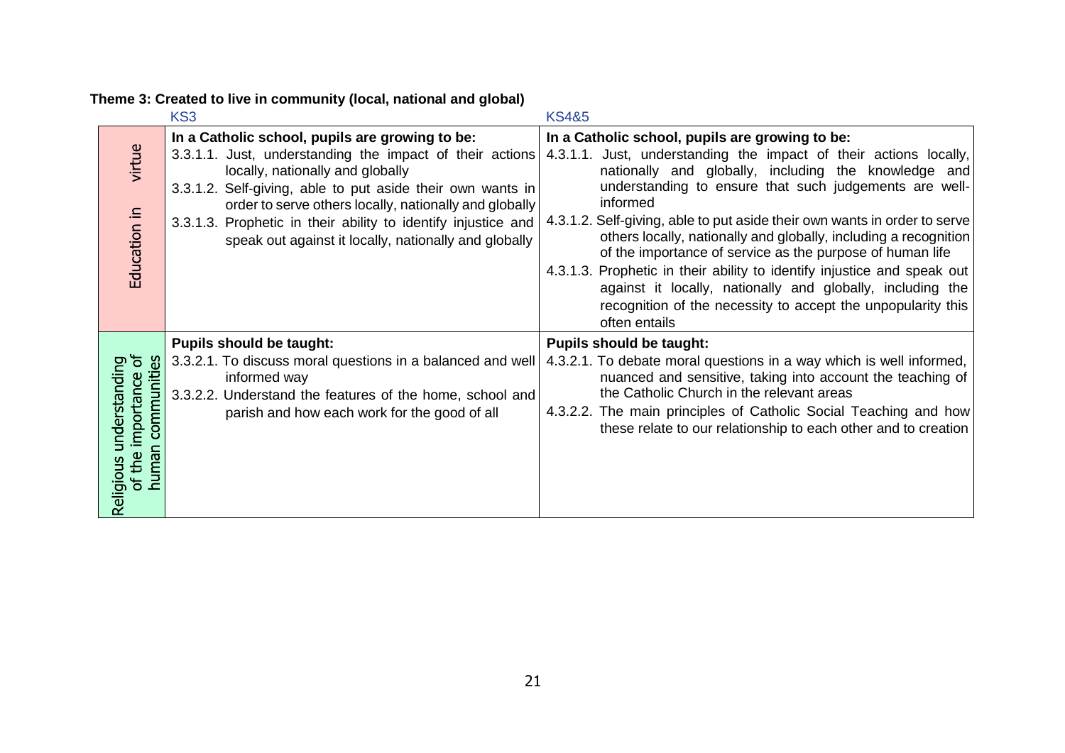**Theme 3: Created to live in community (local, national and global)**

| | KS3 | KS4&5 |
|---|---|---|
| Education in virtue | **In a Catholic school, pupils are growing to be:**<br>3.3.1.1. Just, understanding the impact of their actions locally, nationally and globally<br>3.3.1.2. Self-giving, able to put aside their own wants in order to serve others locally, nationally and globally<br>3.3.1.3. Prophetic in their ability to identify injustice and speak out against it locally, nationally and globally | **In a Catholic school, pupils are growing to be:**<br>4.3.1.1. Just, understanding the impact of their actions locally, nationally and globally, including the knowledge and understanding to ensure that such judgements are well-informed<br>4.3.1.2. Self-giving, able to put aside their own wants in order to serve others locally, nationally and globally, including a recognition of the importance of service as the purpose of human life<br>4.3.1.3. Prophetic in their ability to identify injustice and speak out against it locally, nationally and globally, including the recognition of the necessity to accept the unpopularity this often entails |
| Religious understanding of the importance of human communities | **Pupils should be taught:**<br>3.3.2.1. To discuss moral questions in a balanced and well informed way<br>3.3.2.2. Understand the features of the home, school and parish and how each work for the good of all | **Pupils should be taught:**<br>4.3.2.1. To debate moral questions in a way which is well informed, nuanced and sensitive, taking into account the teaching of the Catholic Church in the relevant areas<br>4.3.2.2. The main principles of Catholic Social Teaching and how these relate to our relationship to each other and to creation |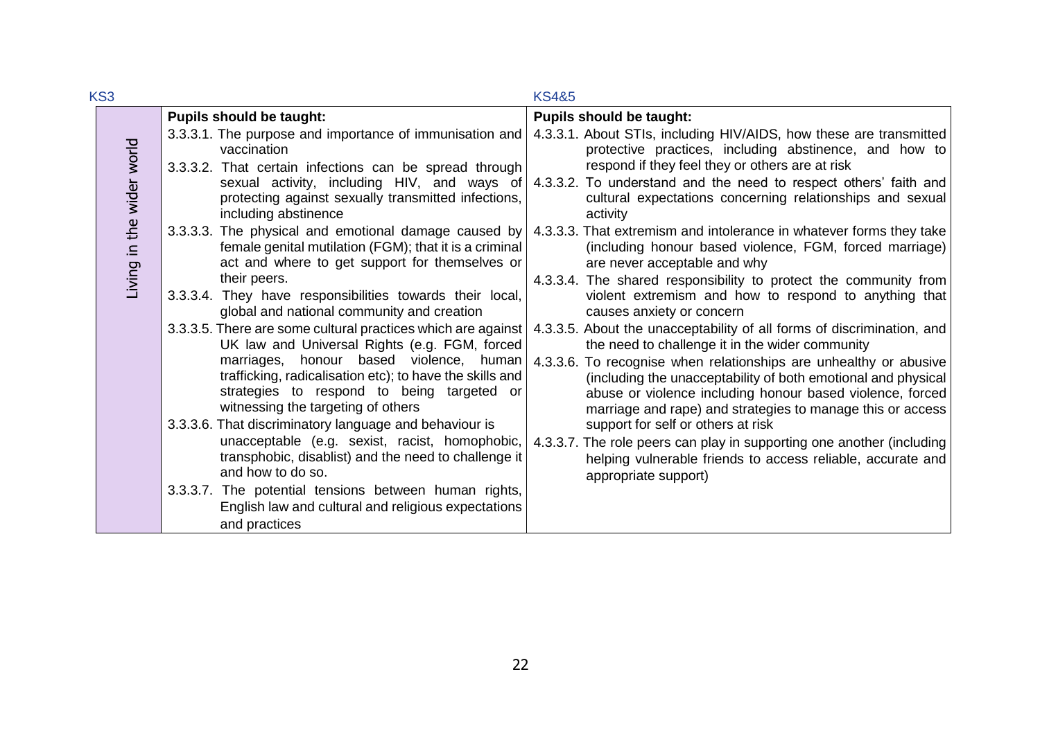| | KS3 | KS4&5 |
|---|---|---|
| Living in the wider world | **Pupils should be taught:**<br>3.3.3.1. The purpose and importance of immunisation and vaccination<br>3.3.3.2. That certain infections can be spread through sexual activity, including HIV, and ways of protecting against sexually transmitted infections, including abstinence<br>3.3.3.3. The physical and emotional damage caused by female genital mutilation (FGM); that it is a criminal act and where to get support for themselves or their peers.<br>3.3.3.4. They have responsibilities towards their local, global and national community and creation<br>3.3.3.5. There are some cultural practices which are against UK law and Universal Rights (e.g. FGM, forced marriages, honour based violence, human trafficking, radicalisation etc); to have the skills and strategies to respond to being targeted or witnessing the targeting of others<br>3.3.3.6. That discriminatory language and behaviour is unacceptable (e.g. sexist, racist, homophobic, transphobic, disablist) and the need to challenge it and how to do so.<br>3.3.3.7. The potential tensions between human rights, English law and cultural and religious expectations and practices | **Pupils should be taught:**<br>4.3.3.1. About STIs, including HIV/AIDS, how these are transmitted protective practices, including abstinence, and how to respond if they feel they or others are at risk<br>4.3.3.2. To understand and the need to respect others' faith and cultural expectations concerning relationships and sexual activity<br>4.3.3.3. That extremism and intolerance in whatever forms they take (including honour based violence, FGM, forced marriage) are never acceptable and why<br>4.3.3.4. The shared responsibility to protect the community from violent extremism and how to respond to anything that causes anxiety or concern<br>4.3.3.5. About the unacceptability of all forms of discrimination, and the need to challenge it in the wider community<br>4.3.3.6. To recognise when relationships are unhealthy or abusive (including the unacceptability of both emotional and physical abuse or violence including honour based violence, forced marriage and rape) and strategies to manage this or access support for self or others at risk<br>4.3.3.7. The role peers can play in supporting one another (including helping vulnerable friends to access reliable, accurate and appropriate support) |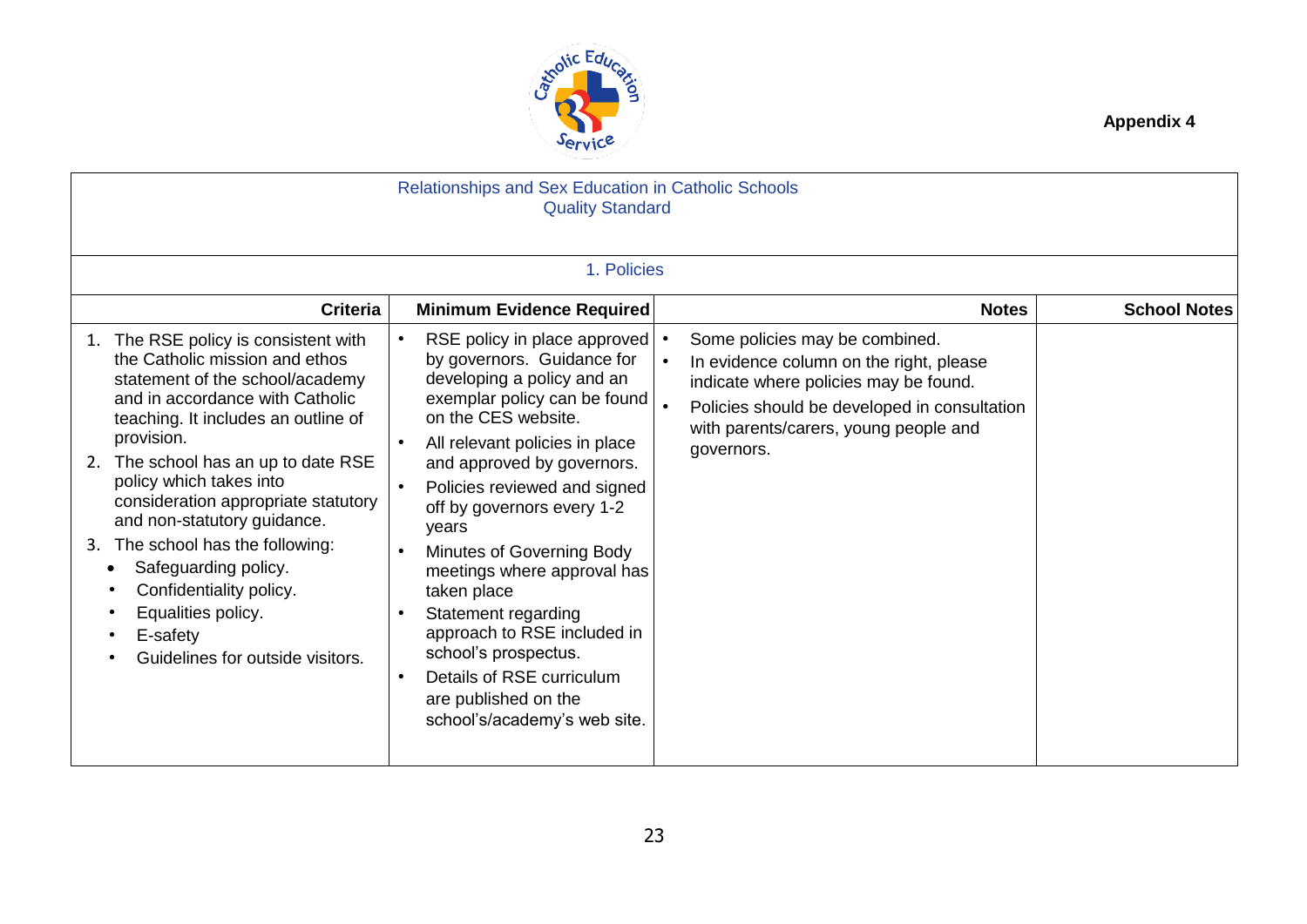Appendix 4

## Relationships and Sex Education in Catholic Schools
## Quality Standard

### 1. Policies

| Criteria | Minimum Evidence Required | Notes | School Notes |
|---|---|---|---|
| 1. The RSE policy is consistent with the Catholic mission and ethos statement of the school/academy and in accordance with Catholic teaching. It includes an outline of provision.<br>2. The school has an up to date RSE policy which takes into consideration appropriate statutory and non-statutory guidance.<br>3. The school has the following:<br>• Safeguarding policy.<br>• Confidentiality policy.<br>• Equalities policy.<br>• E-safety<br>• Guidelines for outside visitors. | • RSE policy in place approved by governors. Guidance for developing a policy and an exemplar policy can be found on the CES website.<br>• All relevant policies in place and approved by governors.<br>• Policies reviewed and signed off by governors every 1-2 years<br>• Minutes of Governing Body meetings where approval has taken place<br>• Statement regarding approach to RSE included in school's prospectus.<br>• Details of RSE curriculum are published on the school's/academy's web site. | • Some policies may be combined.<br>• In evidence column on the right, please indicate where policies may be found.<br>• Policies should be developed in consultation with parents/carers, young people and governors. | |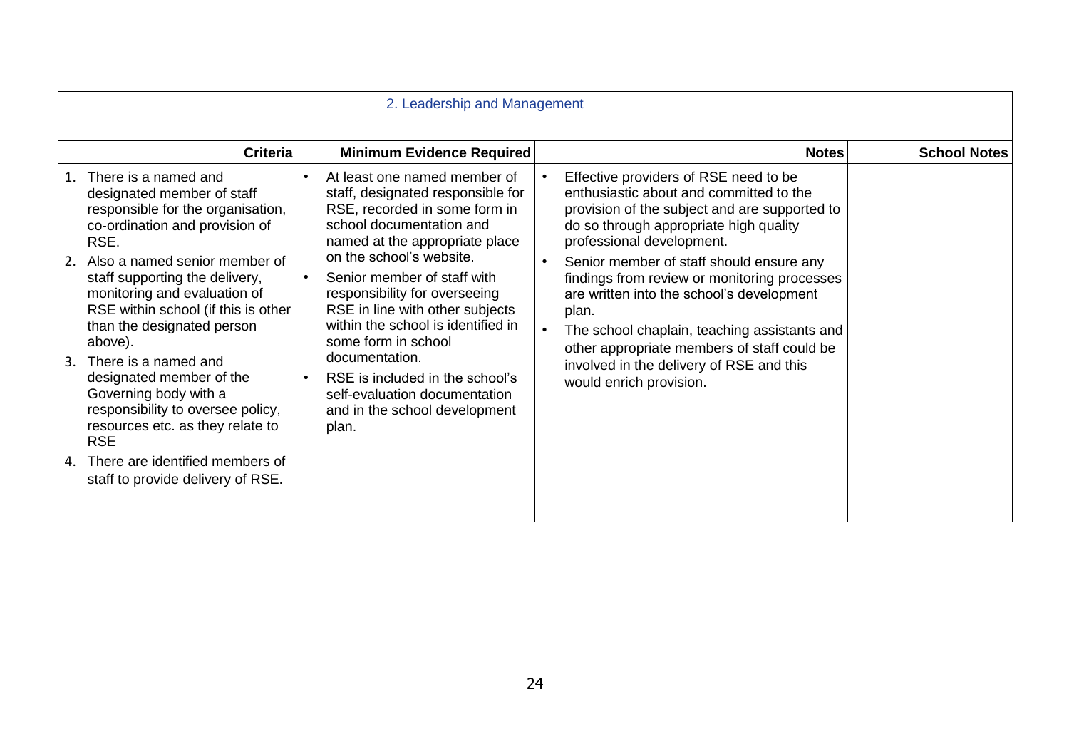| 2. Leadership and Management | | | |
|---|---|---|---|
| **Criteria** | **Minimum Evidence Required** | **Notes** | **School Notes** |
| 1. There is a named and designated member of staff responsible for the organisation, co-ordination and provision of RSE.<br>2. Also a named senior member of staff supporting the delivery, monitoring and evaluation of RSE within school (if this is other than the designated person above).<br>3. There is a named and designated member of the Governing body with a responsibility to oversee policy, resources etc. as they relate to RSE<br>4. There are identified members of staff to provide delivery of RSE. | • At least one named member of staff, designated responsible for RSE, recorded in some form in school documentation and named at the appropriate place on the school's website.<br>• Senior member of staff with responsibility for overseeing RSE in line with other subjects within the school is identified in some form in school documentation.<br>• RSE is included in the school's self-evaluation documentation and in the school development plan. | • Effective providers of RSE need to be enthusiastic about and committed to the provision of the subject and are supported to do so through appropriate high quality professional development.<br>• Senior member of staff should ensure any findings from review or monitoring processes are written into the school's development plan.<br>• The school chaplain, teaching assistants and other appropriate members of staff could be involved in the delivery of RSE and this would enrich provision. | |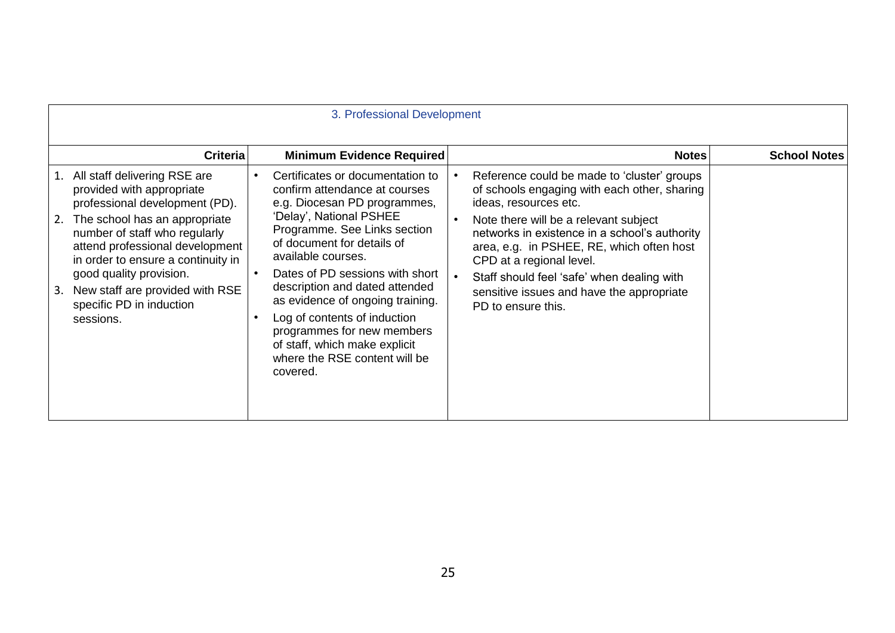| 3. Professional Development | | | |
|---|---|---|---|
| **Criteria** | **Minimum Evidence Required** | **Notes** | **School Notes** |
| 1. All staff delivering RSE are provided with appropriate professional development (PD).<br>2. The school has an appropriate number of staff who regularly attend professional development in order to ensure a continuity in good quality provision.<br>3. New staff are provided with RSE specific PD in induction sessions. | • Certificates or documentation to confirm attendance at courses e.g. Diocesan PD programmes, 'Delay', National PSHEE Programme. See Links section of document for details of available courses.<br>• Dates of PD sessions with short description and dated attended as evidence of ongoing training.<br>• Log of contents of induction programmes for new members of staff, which make explicit where the RSE content will be covered. | • Reference could be made to 'cluster' groups of schools engaging with each other, sharing ideas, resources etc.<br>• Note there will be a relevant subject networks in existence in a school's authority area, e.g. in PSHEE, RE, which often host CPD at a regional level.<br>• Staff should feel 'safe' when dealing with sensitive issues and have the appropriate PD to ensure this. | |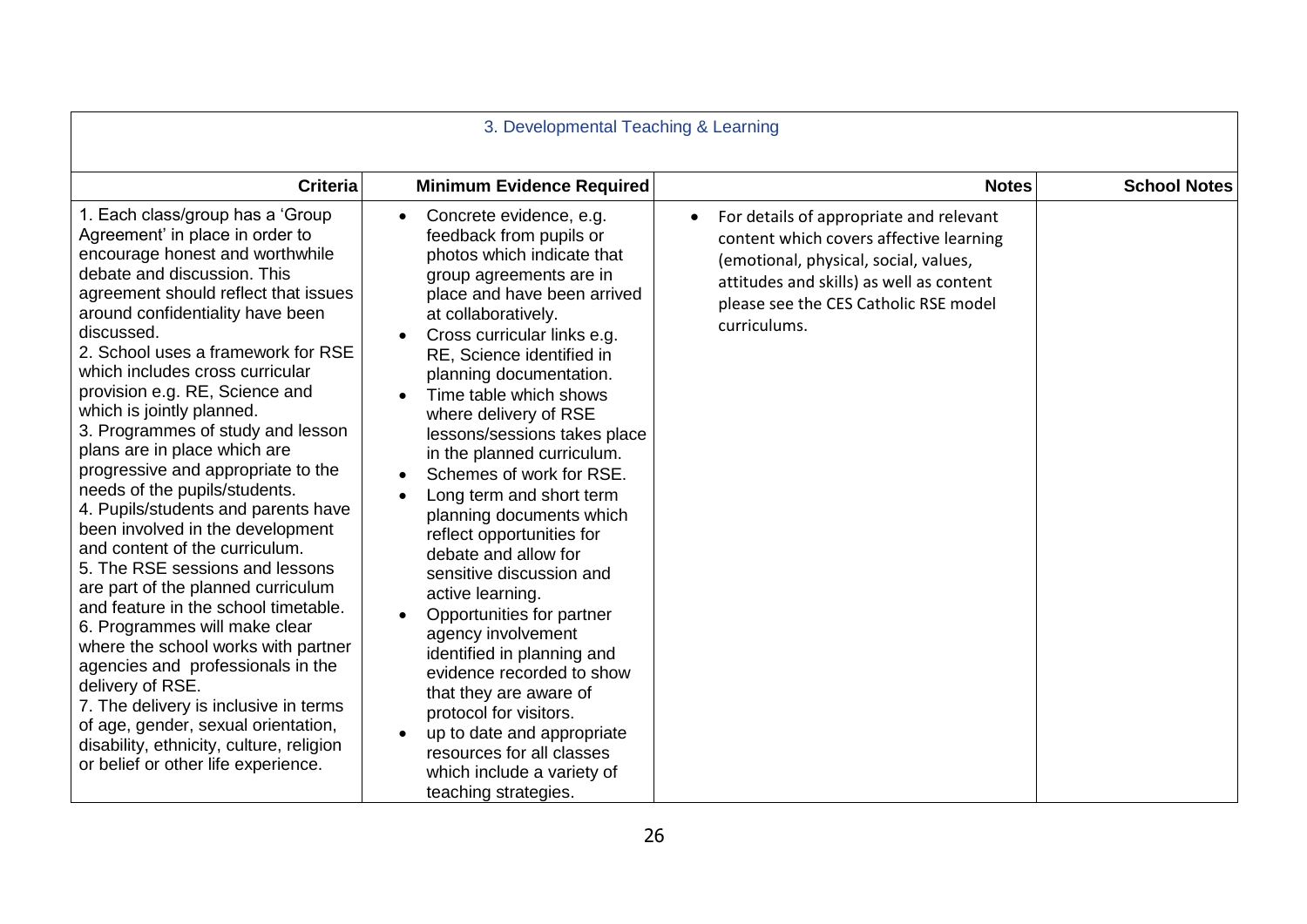| 3. Developmental Teaching & Learning | | | |
|---|---|---|---|
| **Criteria** | **Minimum Evidence Required** | **Notes** | **School Notes** |
| 1. Each class/group has a 'Group Agreement' in place in order to encourage honest and worthwhile debate and discussion. This agreement should reflect that issues around confidentiality have been discussed.<br>2. School uses a framework for RSE which includes cross curricular provision e.g. RE, Science and which is jointly planned.<br>3. Programmes of study and lesson plans are in place which are progressive and appropriate to the needs of the pupils/students.<br>4. Pupils/students and parents have been involved in the development and content of the curriculum.<br>5. The RSE sessions and lessons are part of the planned curriculum and feature in the school timetable.<br>6. Programmes will make clear where the school works with partner agencies and professionals in the delivery of RSE.<br>7. The delivery is inclusive in terms of age, gender, sexual orientation, disability, ethnicity, culture, religion or belief or other life experience. | • Concrete evidence, e.g. feedback from pupils or photos which indicate that group agreements are in place and have been arrived at collaboratively.<br>• Cross curricular links e.g. RE, Science identified in planning documentation.<br>• Time table which shows where delivery of RSE lessons/sessions takes place in the planned curriculum.<br>• Schemes of work for RSE.<br>• Long term and short term planning documents which reflect opportunities for debate and allow for sensitive discussion and active learning.<br>• Opportunities for partner agency involvement identified in planning and evidence recorded to show that they are aware of protocol for visitors.<br>• up to date and appropriate resources for all classes which include a variety of teaching strategies. | • For details of appropriate and relevant content which covers affective learning (emotional, physical, social, values, attitudes and skills) as well as content please see the CES Catholic RSE model curriculums. | |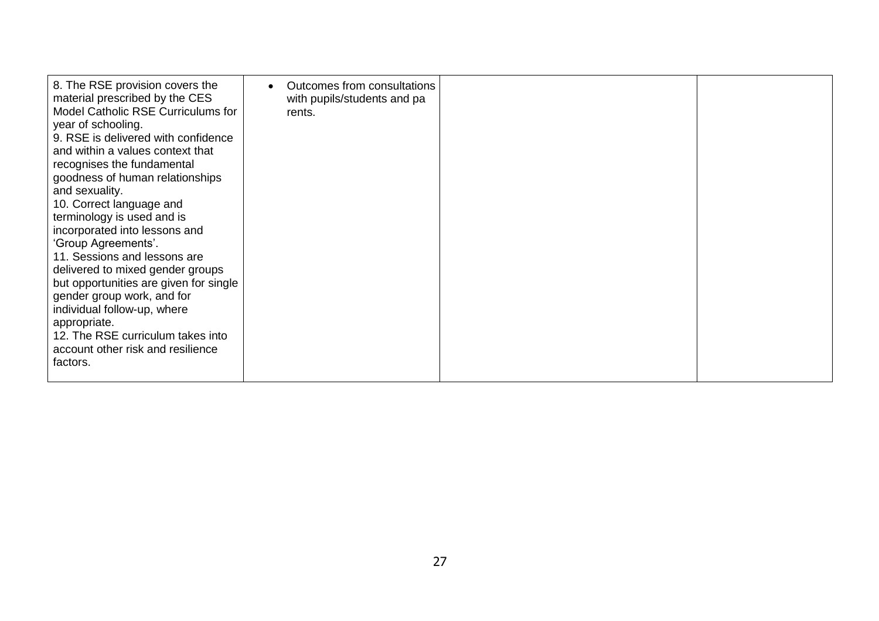| | | | |
|---|---|---|---|
| 8. The RSE provision covers the material prescribed by the CES Model Catholic RSE Curriculums for year of schooling.<br>9. RSE is delivered with confidence and within a values context that recognises the fundamental goodness of human relationships and sexuality.<br>10. Correct language and terminology is used and is incorporated into lessons and 'Group Agreements'.<br>11. Sessions and lessons are delivered to mixed gender groups but opportunities are given for single gender group work, and for individual follow-up, where appropriate.<br>12. The RSE curriculum takes into account other risk and resilience factors. | • Outcomes from consultations with pupils/students and parents. | | |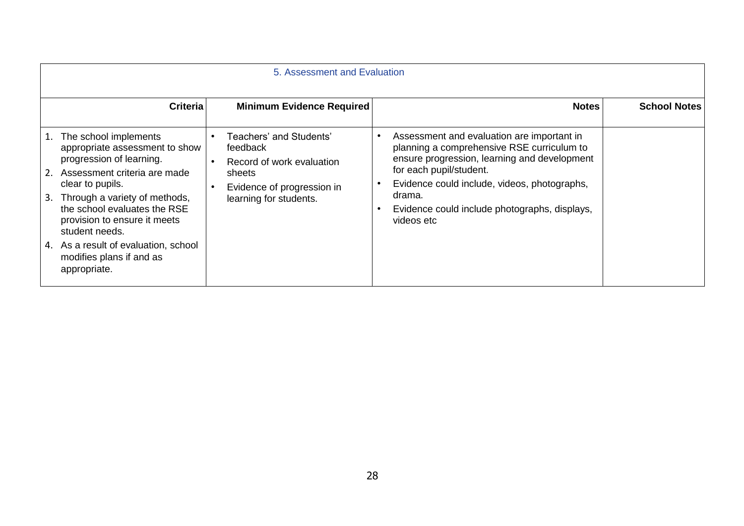| 5. Assessment and Evaluation | | | |
|---|---|---|---|
| **Criteria** | **Minimum Evidence Required** | **Notes** | **School Notes** |
| 1. The school implements appropriate assessment to show progression of learning.<br>2. Assessment criteria are made clear to pupils.<br>3. Through a variety of methods, the school evaluates the RSE provision to ensure it meets student needs.<br>4. As a result of evaluation, school modifies plans if and as appropriate. | • Teachers' and Students' feedback<br>• Record of work evaluation sheets<br>• Evidence of progression in learning for students. | • Assessment and evaluation are important in planning a comprehensive RSE curriculum to ensure progression, learning and development for each pupil/student.<br>• Evidence could include, videos, photographs, drama.<br>• Evidence could include photographs, displays, videos etc | |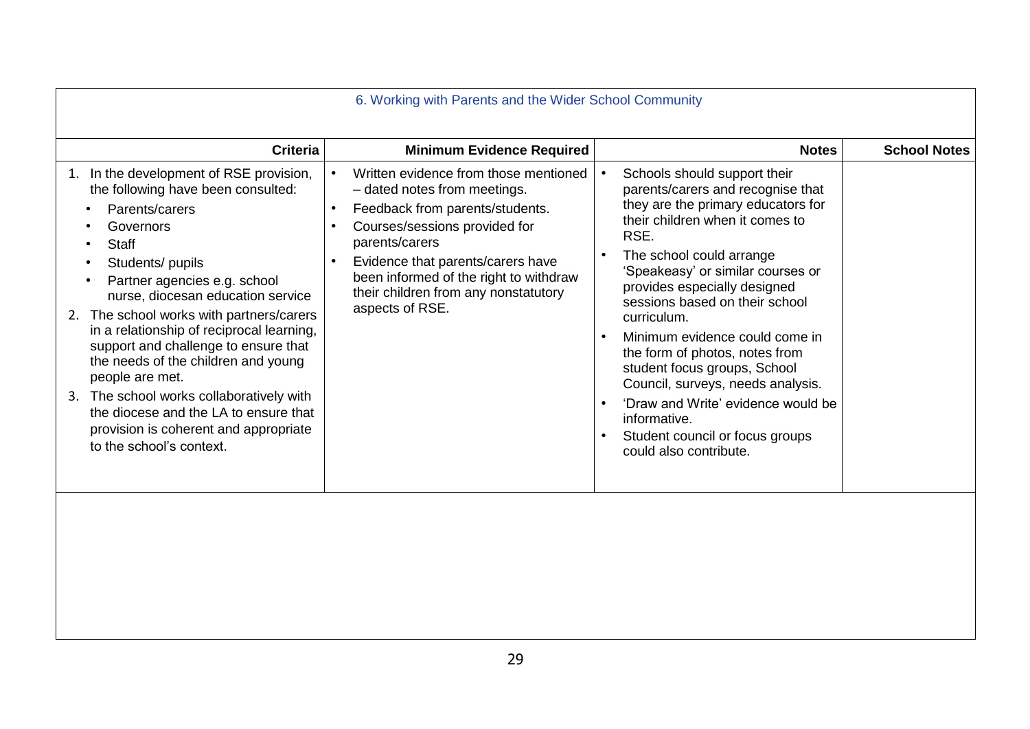## 6. Working with Parents and the Wider School Community

| Criteria | Minimum Evidence Required | Notes | School Notes |
|---|---|---|---|
| 1. In the development of RSE provision, the following have been consulted:<br>• Parents/carers<br>• Governors<br>• Staff<br>• Students/ pupils<br>• Partner agencies e.g. school nurse, diocesan education service<br>2. The school works with partners/carers in a relationship of reciprocal learning, support and challenge to ensure that the needs of the children and young people are met.<br>3. The school works collaboratively with the diocese and the LA to ensure that provision is coherent and appropriate to the school's context. | • Written evidence from those mentioned – dated notes from meetings.<br>• Feedback from parents/students.<br>• Courses/sessions provided for parents/carers<br>• Evidence that parents/carers have been informed of the right to withdraw their children from any nonstatutory aspects of RSE. | • Schools should support their parents/carers and recognise that they are the primary educators for their children when it comes to RSE.<br>• The school could arrange 'Speakeasy' or similar courses or provides especially designed sessions based on their school curriculum.<br>• Minimum evidence could come in the form of photos, notes from student focus groups, School Council, surveys, needs analysis.<br>• 'Draw and Write' evidence would be informative.<br>• Student council or focus groups could also contribute. | |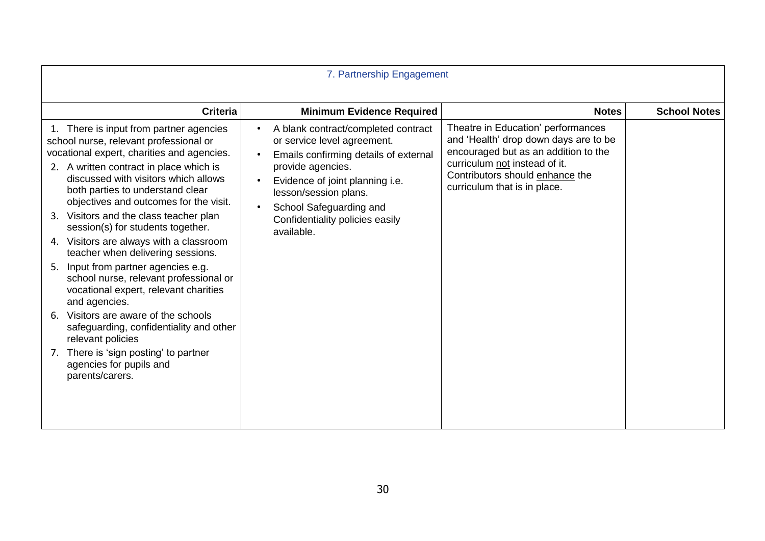| 7. Partnership Engagement | | | |
|---|---|---|---|
| **Criteria** | **Minimum Evidence Required** | **Notes** | **School Notes** |
| 1. There is input from partner agencies school nurse, relevant professional or vocational expert, charities and agencies.<br>2. A written contract in place which is discussed with visitors which allows both parties to understand clear objectives and outcomes for the visit.<br>3. Visitors and the class teacher plan session(s) for students together.<br>4. Visitors are always with a classroom teacher when delivering sessions.<br>5. Input from partner agencies e.g. school nurse, relevant professional or vocational expert, relevant charities and agencies.<br>6. Visitors are aware of the schools safeguarding, confidentiality and other relevant policies<br>7. There is 'sign posting' to partner agencies for pupils and parents/carers. | • A blank contract/completed contract or service level agreement.<br>• Emails confirming details of external provide agencies.<br>• Evidence of joint planning i.e. lesson/session plans.<br>• School Safeguarding and Confidentiality policies easily available. | Theatre in Education' performances and 'Health' drop down days are to be encouraged but as an addition to the curriculum <u>not</u> instead of it. Contributors should <u>enhance</u> the curriculum that is in place. | |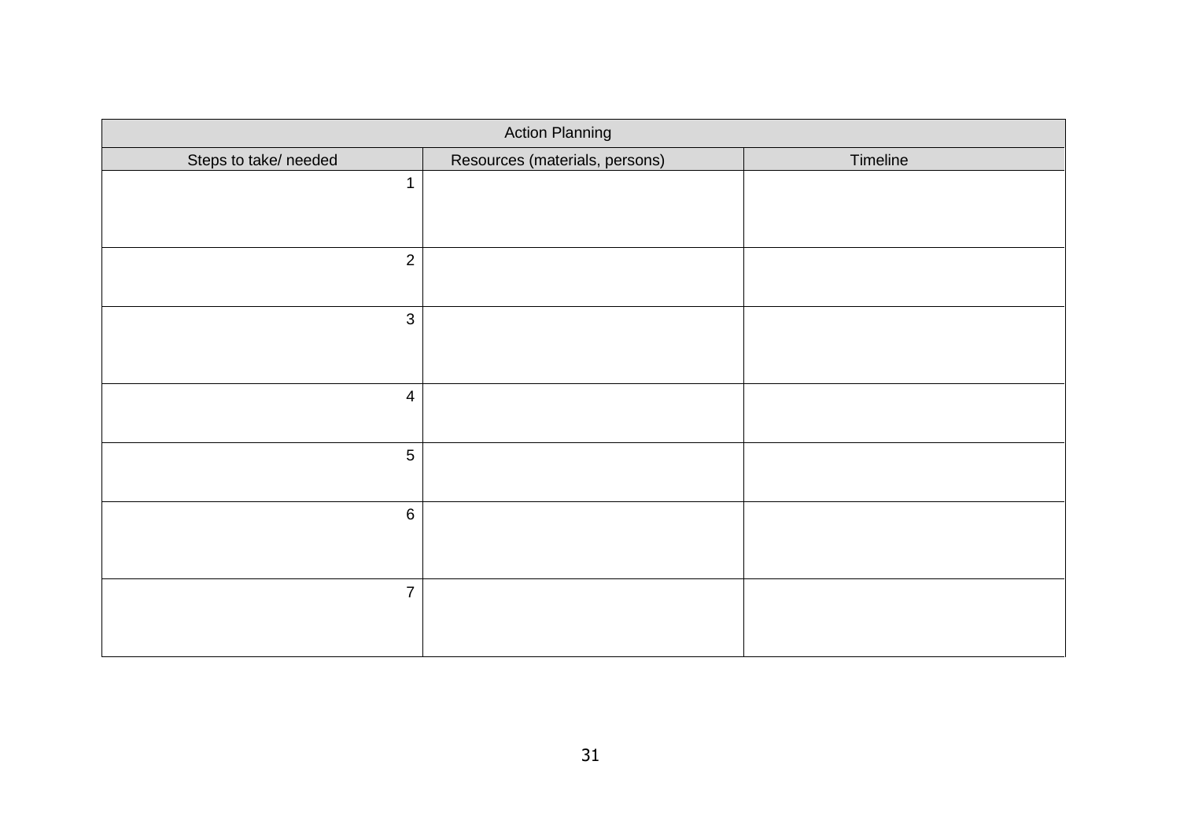| Action Planning | | |
|---|---|---|
| Steps to take/ needed | Resources (materials, persons) | Timeline |
| 1 | | |
| 2 | | |
| 3 | | |
| 4 | | |
| 5 | | |
| 6 | | |
| 7 | | |